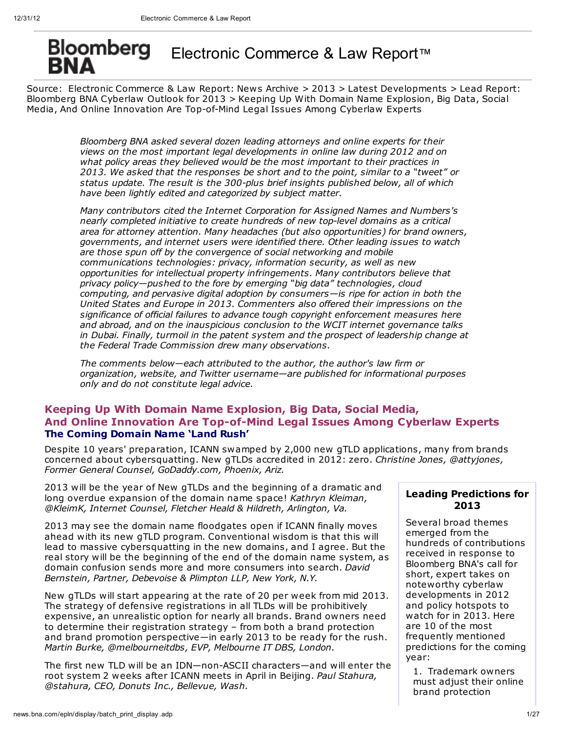# Bloomberg BNA Electronic Commerce & Law Report™

Source: Electronic Commerce & Law Report: News Archive > 2013 > Latest Developments > Lead Report: Bloomberg BNA Cyberlaw Outlook for 2013 > Keeping Up With Domain Name Explosion, Big Data, Social Media, And Online Innovation Are Top-of-Mind Legal Issues Among Cyberlaw Experts

*Bloomberg BNA asked several dozen leading attorneys and online experts for their views on the most important legal developments in online law during 2012 and on what policy areas they believed would be the most important to their practices in 2013. We asked that the responses be short and to the point, similar to a "tweet" or status update. The result is the 300-plus brief insights published below, all of which have been lightly edited and categorized by subject matter.*

*Many contributors cited the Internet Corporation for Assigned Names and Numbers's nearly completed initiative to create hundreds of new top-level domains as a critical area for attorney attention. Many headaches (but also opportunities) for brand owners, governments, and internet users were identified there. Other leading issues to watch are those spun off by the convergence of social networking and mobile communications technologies: privacy, information security, as well as new opportunities for intellectual property infringements. Many contributors believe that privacy policy—pushed to the fore by emerging "big data" technologies, cloud computing, and pervasive digital adoption by consumers—is ripe for action in both the United States and Europe in 2013. Commenters also offered their impressions on the significance of official failures to advance tough copyright enforcement measures here and abroad, and on the inauspicious conclusion to the WCIT internet governance talks in Dubai. Finally, turmoil in the patent system and the prospect of leadership change at the Federal Trade Commission drew many observations.*

*The comments below—each attributed to the author, the author's law firm or organization, website, and Twitter username—are published for informational purposes only and do not constitute legal advice.*

## Keeping Up With Domain Name Explosion, Big Data, Social Media, And Online Innovation Are Top-of-Mind Legal Issues Among Cyberlaw Experts

### The Coming Domain Name 'Land Rush'

Despite 10 years' preparation, ICANN swamped by 2,000 new gTLD applications, many from brands concerned about cybersquatting. New gTLDs accredited in 2012: zero. *Christine Jones, @attyjones, Former General Counsel, GoDaddy.com, Phoenix, Ariz.*

2013 will be the year of New gTLDs and the beginning of a dramatic and long overdue expansion of the domain name space! *Kathryn Kleiman, @KleimK, Internet Counsel, Fletcher Heald & Hildreth, Arlington, Va.*

2013 may see the domain name floodgates open if ICANN finally moves ahead with its new gTLD program. Conventional wisdom is that this will lead to massive cybersquatting in the new domains, and I agree. But the real story will be the beginning of the end of the domain name system, as domain confusion sends more and more consumers into search. *David Bernstein, Partner, Debevoise & Plimpton LLP, New York, N.Y.*

New gTLDs will start appearing at the rate of 20 per week from mid 2013. The strategy of defensive registrations in all TLDs will be prohibitively expensive, an unrealistic option for nearly all brands. Brand owners need to determine their registration strategy – from both a brand protection and brand promotion perspective—in early 2013 to be ready for the rush. *Martin Burke, @melbourneitdbs, EVP, Melbourne IT DBS, London.*

The first new TLD will be an IDN—non-ASCII characters—and will enter the root system 2 weeks after ICANN meets in April in Beijing. *Paul Stahura, @stahura, CEO, Donuts Inc., Bellevue, Wash.*

#### Leading Predictions for 2013

Several broad themes emerged from the hundreds of contributions received in response to Bloomberg BNA's call for short, expert takes on noteworthy cyberlaw developments in 2012 and policy hotspots to watch for in 2013. Here are 10 of the most frequently mentioned predictions for the coming year:

1. Trademark owners must adjust their online brand protection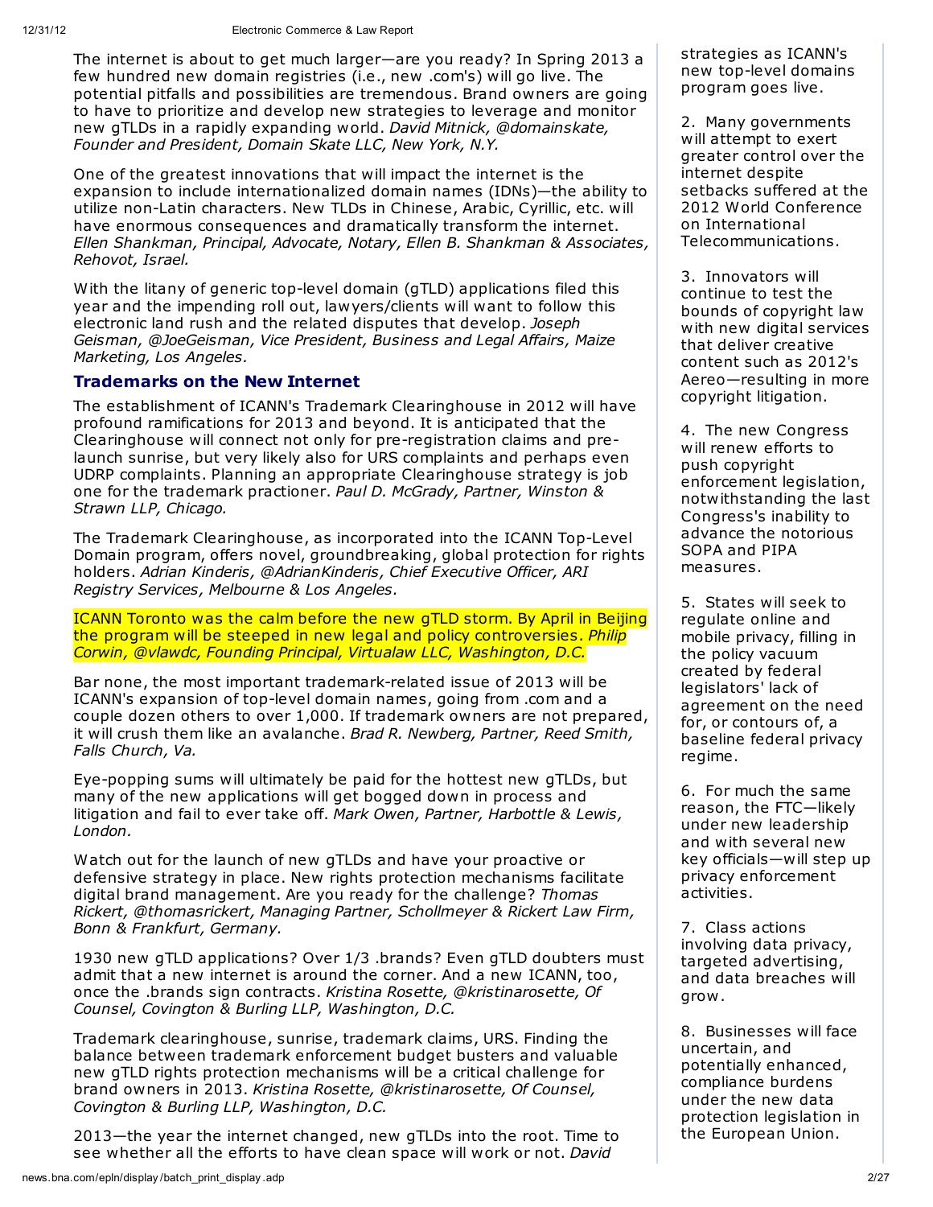The internet is about to get much larger—are you ready? In Spring 2013 a few hundred new domain registries (i.e., new .com's) will go live. The potential pitfalls and possibilities are tremendous. Brand owners are going to have to prioritize and develop new strategies to leverage and monitor new gTLDs in a rapidly expanding world. *David Mitnick, @domainskate, Founder and President, Domain Skate LLC, New York, N.Y.*

One of the greatest innovations that will impact the internet is the expansion to include internationalized domain names (IDNs)—the ability to utilize non-Latin characters. New TLDs in Chinese, Arabic, Cyrillic, etc. will have enormous consequences and dramatically transform the internet. *Ellen Shankman, Principal, Advocate, Notary, Ellen B. Shankman & Associates, Rehovot, Israel.*

With the litany of generic top-level domain (gTLD) applications filed this year and the impending roll out, lawyers/clients will want to follow this electronic land rush and the related disputes that develop. *Joseph Geisman, @JoeGeisman, Vice President, Business and Legal Affairs, Maize Marketing, Los Angeles.*

## Trademarks on the New Internet

The establishment of ICANN's Trademark Clearinghouse in 2012 will have profound ramifications for 2013 and beyond. It is anticipated that the Clearinghouse will connect not only for pre-registration claims and pre-launch sunrise, but very likely also for URS complaints and perhaps even UDRP complaints. Planning an appropriate Clearinghouse strategy is job one for the trademark practioner. *Paul D. McGrady, Partner, Winston & Strawn LLP, Chicago.*

The Trademark Clearinghouse, as incorporated into the ICANN Top-Level Domain program, offers novel, groundbreaking, global protection for rights holders. *Adrian Kinderis, @AdrianKinderis, Chief Executive Officer, ARI Registry Services, Melbourne & Los Angeles.*

ICANN Toronto was the calm before the new gTLD storm. By April in Beijing the program will be steeped in new legal and policy controversies. *Philip Corwin, @vlawdc, Founding Principal, Virtualaw LLC, Washington, D.C.*

Bar none, the most important trademark-related issue of 2013 will be ICANN's expansion of top-level domain names, going from .com and a couple dozen others to over 1,000. If trademark owners are not prepared, it will crush them like an avalanche. *Brad R. Newberg, Partner, Reed Smith, Falls Church, Va.*

Eye-popping sums will ultimately be paid for the hottest new gTLDs, but many of the new applications will get bogged down in process and litigation and fail to ever take off. *Mark Owen, Partner, Harbottle & Lewis, London.*

Watch out for the launch of new gTLDs and have your proactive or defensive strategy in place. New rights protection mechanisms facilitate digital brand management. Are you ready for the challenge? *Thomas Rickert, @thomasrickert, Managing Partner, Schollmeyer & Rickert Law Firm, Bonn & Frankfurt, Germany.*

1930 new gTLD applications? Over 1/3 .brands? Even gTLD doubters must admit that a new internet is around the corner. And a new ICANN, too, once the .brands sign contracts. *Kristina Rosette, @kristinarosette, Of Counsel, Covington & Burling LLP, Washington, D.C.*

Trademark clearinghouse, sunrise, trademark claims, URS. Finding the balance between trademark enforcement budget busters and valuable new gTLD rights protection mechanisms will be a critical challenge for brand owners in 2013. *Kristina Rosette, @kristinarosette, Of Counsel, Covington & Burling LLP, Washington, D.C.*

2013—the year the internet changed, new gTLDs into the root. Time to see whether all the efforts to have clean space will work or not. *David*

strategies as ICANN's new top-level domains program goes live.

2. Many governments will attempt to exert greater control over the internet despite setbacks suffered at the 2012 World Conference on International Telecommunications.

3. Innovators will continue to test the bounds of copyright law with new digital services that deliver creative content such as 2012's Aereo—resulting in more copyright litigation.

4. The new Congress will renew efforts to push copyright enforcement legislation, notwithstanding the last Congress's inability to advance the notorious SOPA and PIPA measures.

5. States will seek to regulate online and mobile privacy, filling in the policy vacuum created by federal legislators' lack of agreement on the need for, or contours of, a baseline federal privacy regime.

6. For much the same reason, the FTC—likely under new leadership and with several new key officials—will step up privacy enforcement activities.

7. Class actions involving data privacy, targeted advertising, and data breaches will grow.

8. Businesses will face uncertain, and potentially enhanced, compliance burdens under the new data protection legislation in the European Union.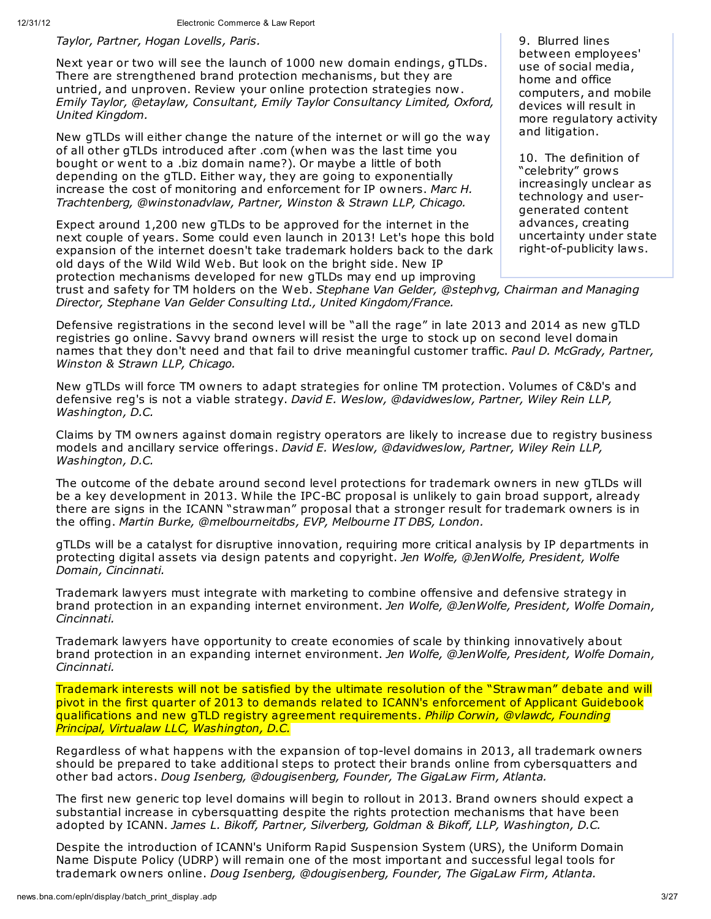*Taylor, Partner, Hogan Lovells, Paris.*

Next year or two will see the launch of 1000 new domain endings, gTLDs. There are strengthened brand protection mechanisms, but they are untried, and unproven. Review your online protection strategies now. *Emily Taylor, @etaylaw, Consultant, Emily Taylor Consultancy Limited, Oxford, United Kingdom.*

New gTLDs will either change the nature of the internet or will go the way of all other gTLDs introduced after .com (when was the last time you bought or went to a .biz domain name?). Or maybe a little of both depending on the gTLD. Either way, they are going to exponentially increase the cost of monitoring and enforcement for IP owners. *Marc H. Trachtenberg, @winstonadvlaw, Partner, Winston & Strawn LLP, Chicago.*

Expect around 1,200 new gTLDs to be approved for the internet in the next couple of years. Some could even launch in 2013! Let's hope this bold expansion of the internet doesn't take trademark holders back to the dark old days of the Wild Wild Web. But look on the bright side. New IP protection mechanisms developed for new gTLDs may end up improving trust and safety for TM holders on the Web. *Stephane Van Gelder, @stephvg, Chairman and Managing Director, Stephane Van Gelder Consulting Ltd., United Kingdom/France.*

Defensive registrations in the second level will be "all the rage" in late 2013 and 2014 as new gTLD registries go online. Savvy brand owners will resist the urge to stock up on second level domain names that they don't need and that fail to drive meaningful customer traffic. *Paul D. McGrady, Partner, Winston & Strawn LLP, Chicago.*

New gTLDs will force TM owners to adapt strategies for online TM protection. Volumes of C&D's and defensive reg's is not a viable strategy. *David E. Weslow, @davidweslow, Partner, Wiley Rein LLP, Washington, D.C.*

Claims by TM owners against domain registry operators are likely to increase due to registry business models and ancillary service offerings. *David E. Weslow, @davidweslow, Partner, Wiley Rein LLP, Washington, D.C.*

The outcome of the debate around second level protections for trademark owners in new gTLDs will be a key development in 2013. While the IPC-BC proposal is unlikely to gain broad support, already there are signs in the ICANN "strawman" proposal that a stronger result for trademark owners is in the offing. *Martin Burke, @melbourneitdbs, EVP, Melbourne IT DBS, London.*

gTLDs will be a catalyst for disruptive innovation, requiring more critical analysis by IP departments in protecting digital assets via design patents and copyright. *Jen Wolfe, @JenWolfe, President, Wolfe Domain, Cincinnati.*

Trademark lawyers must integrate with marketing to combine offensive and defensive strategy in brand protection in an expanding internet environment. *Jen Wolfe, @JenWolfe, President, Wolfe Domain, Cincinnati.*

Trademark lawyers have opportunity to create economies of scale by thinking innovatively about brand protection in an expanding internet environment. *Jen Wolfe, @JenWolfe, President, Wolfe Domain, Cincinnati.*

Trademark interests will not be satisfied by the ultimate resolution of the "Strawman" debate and will pivot in the first quarter of 2013 to demands related to ICANN's enforcement of Applicant Guidebook qualifications and new gTLD registry agreement requirements. *Philip Corwin, @vlawdc, Founding Principal, Virtualaw LLC, Washington, D.C.*

Regardless of what happens with the expansion of top-level domains in 2013, all trademark owners should be prepared to take additional steps to protect their brands online from cybersquatters and other bad actors. *Doug Isenberg, @dougisenberg, Founder, The GigaLaw Firm, Atlanta.*

The first new generic top level domains will begin to rollout in 2013. Brand owners should expect a substantial increase in cybersquatting despite the rights protection mechanisms that have been adopted by ICANN. *James L. Bikoff, Partner, Silverberg, Goldman & Bikoff, LLP, Washington, D.C.*

Despite the introduction of ICANN's Uniform Rapid Suspension System (URS), the Uniform Domain Name Dispute Policy (UDRP) will remain one of the most important and successful legal tools for trademark owners online. *Doug Isenberg, @dougisenberg, Founder, The GigaLaw Firm, Atlanta.*

9. Blurred lines between employees' use of social media, home and office computers, and mobile devices will result in more regulatory activity and litigation.

10. The definition of "celebrity" grows increasingly unclear as technology and user-generated content advances, creating uncertainty under state right-of-publicity laws.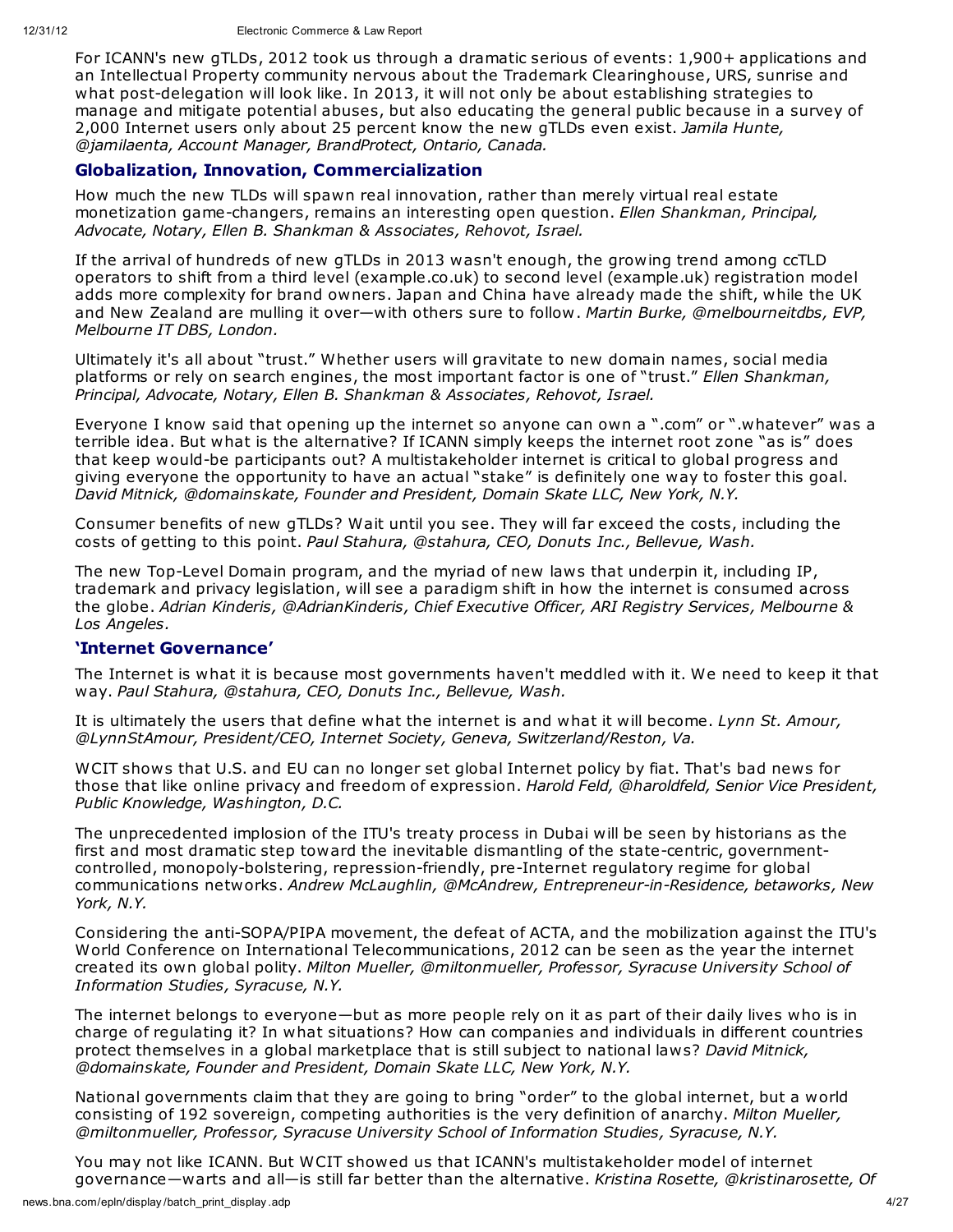For ICANN's new gTLDs, 2012 took us through a dramatic serious of events: 1,900+ applications and an Intellectual Property community nervous about the Trademark Clearinghouse, URS, sunrise and what post-delegation will look like. In 2013, it will not only be about establishing strategies to manage and mitigate potential abuses, but also educating the general public because in a survey of 2,000 Internet users only about 25 percent know the new gTLDs even exist. *Jamila Hunte, @jamilaenta, Account Manager, BrandProtect, Ontario, Canada.*

## Globalization, Innovation, Commercialization

How much the new TLDs will spawn real innovation, rather than merely virtual real estate monetization game-changers, remains an interesting open question. *Ellen Shankman, Principal, Advocate, Notary, Ellen B. Shankman & Associates, Rehovot, Israel.*

If the arrival of hundreds of new gTLDs in 2013 wasn't enough, the growing trend among ccTLD operators to shift from a third level (example.co.uk) to second level (example.uk) registration model adds more complexity for brand owners. Japan and China have already made the shift, while the UK and New Zealand are mulling it over—with others sure to follow. *Martin Burke, @melbourneitdbs, EVP, Melbourne IT DBS, London.*

Ultimately it's all about "trust." Whether users will gravitate to new domain names, social media platforms or rely on search engines, the most important factor is one of "trust." *Ellen Shankman, Principal, Advocate, Notary, Ellen B. Shankman & Associates, Rehovot, Israel.*

Everyone I know said that opening up the internet so anyone can own a ".com" or ".whatever" was a terrible idea. But what is the alternative? If ICANN simply keeps the internet root zone "as is" does that keep would-be participants out? A multistakeholder internet is critical to global progress and giving everyone the opportunity to have an actual "stake" is definitely one way to foster this goal. *David Mitnick, @domainskate, Founder and President, Domain Skate LLC, New York, N.Y.*

Consumer benefits of new gTLDs? Wait until you see. They will far exceed the costs, including the costs of getting to this point. *Paul Stahura, @stahura, CEO, Donuts Inc., Bellevue, Wash.*

The new Top-Level Domain program, and the myriad of new laws that underpin it, including IP, trademark and privacy legislation, will see a paradigm shift in how the internet is consumed across the globe. *Adrian Kinderis, @AdrianKinderis, Chief Executive Officer, ARI Registry Services, Melbourne & Los Angeles.*

## 'Internet Governance'

The Internet is what it is because most governments haven't meddled with it. We need to keep it that way. *Paul Stahura, @stahura, CEO, Donuts Inc., Bellevue, Wash.*

It is ultimately the users that define what the internet is and what it will become. *Lynn St. Amour, @LynnStAmour, President/CEO, Internet Society, Geneva, Switzerland/Reston, Va.*

WCIT shows that U.S. and EU can no longer set global Internet policy by fiat. That's bad news for those that like online privacy and freedom of expression. *Harold Feld, @haroldfeld, Senior Vice President, Public Knowledge, Washington, D.C.*

The unprecedented implosion of the ITU's treaty process in Dubai will be seen by historians as the first and most dramatic step toward the inevitable dismantling of the state-centric, government-controlled, monopoly-bolstering, repression-friendly, pre-Internet regulatory regime for global communications networks. *Andrew McLaughlin, @McAndrew, Entrepreneur-in-Residence, betaworks, New York, N.Y.*

Considering the anti-SOPA/PIPA movement, the defeat of ACTA, and the mobilization against the ITU's World Conference on International Telecommunications, 2012 can be seen as the year the internet created its own global polity. *Milton Mueller, @miltonmueller, Professor, Syracuse University School of Information Studies, Syracuse, N.Y.*

The internet belongs to everyone—but as more people rely on it as part of their daily lives who is in charge of regulating it? In what situations? How can companies and individuals in different countries protect themselves in a global marketplace that is still subject to national laws? *David Mitnick, @domainskate, Founder and President, Domain Skate LLC, New York, N.Y.*

National governments claim that they are going to bring "order" to the global internet, but a world consisting of 192 sovereign, competing authorities is the very definition of anarchy. *Milton Mueller, @miltonmueller, Professor, Syracuse University School of Information Studies, Syracuse, N.Y.*

You may not like ICANN. But WCIT showed us that ICANN's multistakeholder model of internet governance—warts and all—is still far better than the alternative. *Kristina Rosette, @kristinarosette, Of*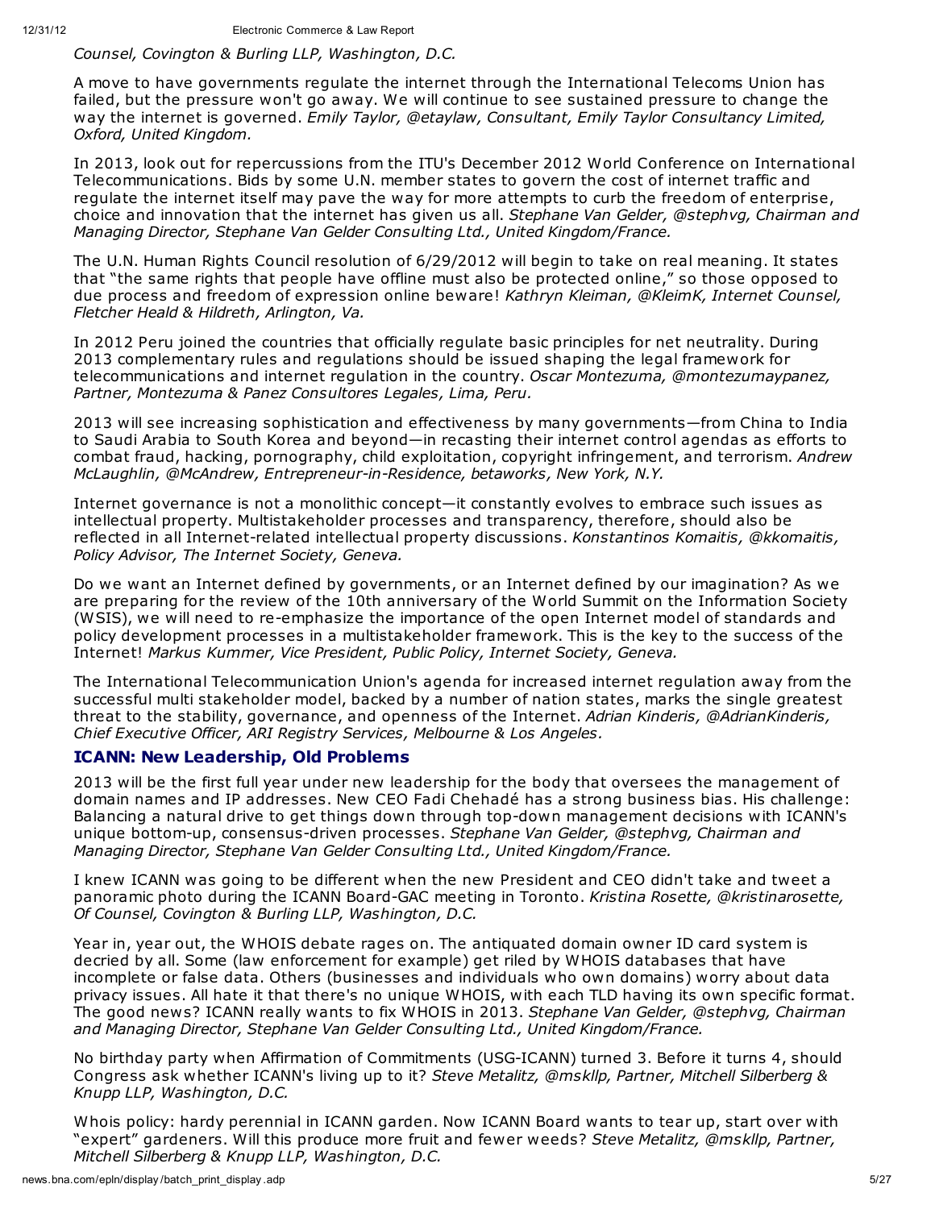*Counsel, Covington & Burling LLP, Washington, D.C.*

A move to have governments regulate the internet through the International Telecoms Union has failed, but the pressure won't go away. We will continue to see sustained pressure to change the way the internet is governed. *Emily Taylor, @etaylaw, Consultant, Emily Taylor Consultancy Limited, Oxford, United Kingdom.*

In 2013, look out for repercussions from the ITU's December 2012 World Conference on International Telecommunications. Bids by some U.N. member states to govern the cost of internet traffic and regulate the internet itself may pave the way for more attempts to curb the freedom of enterprise, choice and innovation that the internet has given us all. *Stephane Van Gelder, @stephvg, Chairman and Managing Director, Stephane Van Gelder Consulting Ltd., United Kingdom/France.*

The U.N. Human Rights Council resolution of 6/29/2012 will begin to take on real meaning. It states that "the same rights that people have offline must also be protected online," so those opposed to due process and freedom of expression online beware! *Kathryn Kleiman, @KleimK, Internet Counsel, Fletcher Heald & Hildreth, Arlington, Va.*

In 2012 Peru joined the countries that officially regulate basic principles for net neutrality. During 2013 complementary rules and regulations should be issued shaping the legal framework for telecommunications and internet regulation in the country. *Oscar Montezuma, @montezumaypanez, Partner, Montezuma & Panez Consultores Legales, Lima, Peru.*

2013 will see increasing sophistication and effectiveness by many governments—from China to India to Saudi Arabia to South Korea and beyond—in recasting their internet control agendas as efforts to combat fraud, hacking, pornography, child exploitation, copyright infringement, and terrorism. *Andrew McLaughlin, @McAndrew, Entrepreneur-in-Residence, betaworks, New York, N.Y.*

Internet governance is not a monolithic concept—it constantly evolves to embrace such issues as intellectual property. Multistakeholder processes and transparency, therefore, should also be reflected in all Internet-related intellectual property discussions. *Konstantinos Komaitis, @kkomaitis, Policy Advisor, The Internet Society, Geneva.*

Do we want an Internet defined by governments, or an Internet defined by our imagination? As we are preparing for the review of the 10th anniversary of the World Summit on the Information Society (WSIS), we will need to re-emphasize the importance of the open Internet model of standards and policy development processes in a multistakeholder framework. This is the key to the success of the Internet! *Markus Kummer, Vice President, Public Policy, Internet Society, Geneva.*

The International Telecommunication Union's agenda for increased internet regulation away from the successful multi stakeholder model, backed by a number of nation states, marks the single greatest threat to the stability, governance, and openness of the Internet. *Adrian Kinderis, @AdrianKinderis, Chief Executive Officer, ARI Registry Services, Melbourne & Los Angeles.*

## ICANN: New Leadership, Old Problems

2013 will be the first full year under new leadership for the body that oversees the management of domain names and IP addresses. New CEO Fadi Chehadé has a strong business bias. His challenge: Balancing a natural drive to get things down through top-down management decisions with ICANN's unique bottom-up, consensus-driven processes. *Stephane Van Gelder, @stephvg, Chairman and Managing Director, Stephane Van Gelder Consulting Ltd., United Kingdom/France.*

I knew ICANN was going to be different when the new President and CEO didn't take and tweet a panoramic photo during the ICANN Board-GAC meeting in Toronto. *Kristina Rosette, @kristinarosette, Of Counsel, Covington & Burling LLP, Washington, D.C.*

Year in, year out, the WHOIS debate rages on. The antiquated domain owner ID card system is decried by all. Some (law enforcement for example) get riled by WHOIS databases that have incomplete or false data. Others (businesses and individuals who own domains) worry about data privacy issues. All hate it that there's no unique WHOIS, with each TLD having its own specific format. The good news? ICANN really wants to fix WHOIS in 2013. *Stephane Van Gelder, @stephvg, Chairman and Managing Director, Stephane Van Gelder Consulting Ltd., United Kingdom/France.*

No birthday party when Affirmation of Commitments (USG-ICANN) turned 3. Before it turns 4, should Congress ask whether ICANN's living up to it? *Steve Metalitz, @mskllp, Partner, Mitchell Silberberg & Knupp LLP, Washington, D.C.*

Whois policy: hardy perennial in ICANN garden. Now ICANN Board wants to tear up, start over with "expert" gardeners. Will this produce more fruit and fewer weeds? *Steve Metalitz, @mskllp, Partner, Mitchell Silberberg & Knupp LLP, Washington, D.C.*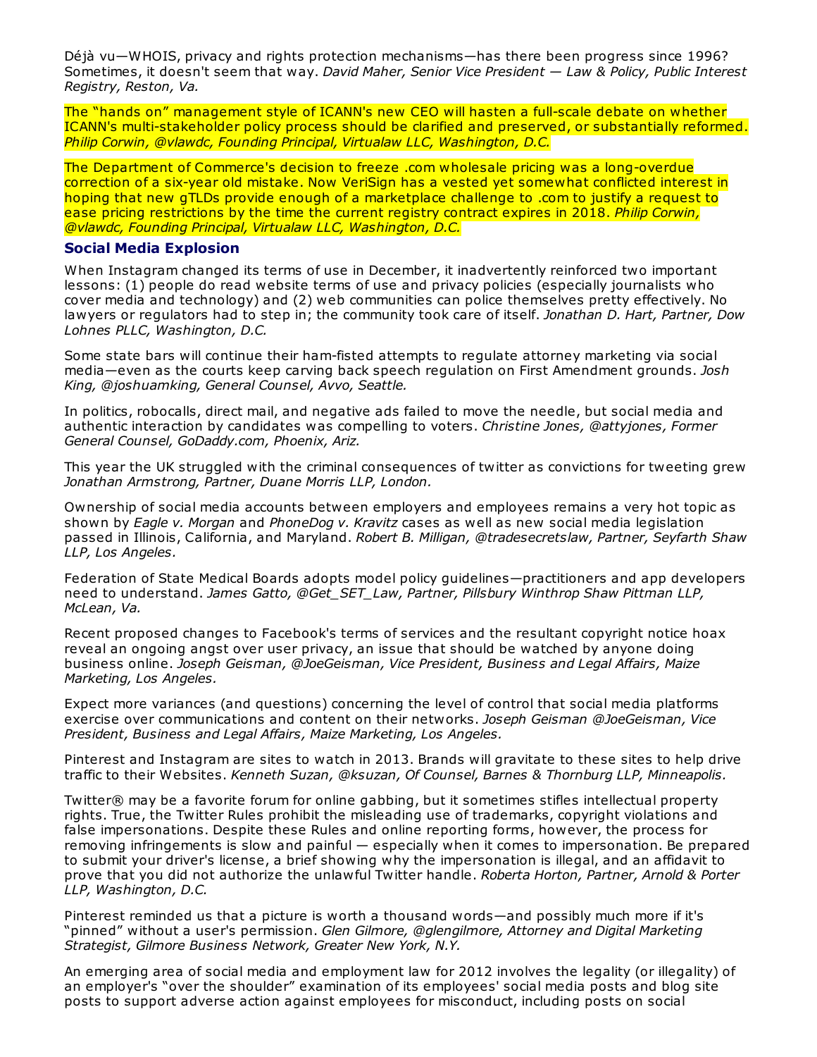Déjà vu—WHOIS, privacy and rights protection mechanisms—has there been progress since 1996? Sometimes, it doesn't seem that way. *David Maher, Senior Vice President — Law & Policy, Public Interest Registry, Reston, Va.*

The "hands on" management style of ICANN's new CEO will hasten a full-scale debate on whether ICANN's multi-stakeholder policy process should be clarified and preserved, or substantially reformed. *Philip Corwin, @vlawdc, Founding Principal, Virtualaw LLC, Washington, D.C.*

The Department of Commerce's decision to freeze .com wholesale pricing was a long-overdue correction of a six-year old mistake. Now VeriSign has a vested yet somewhat conflicted interest in hoping that new gTLDs provide enough of a marketplace challenge to .com to justify a request to ease pricing restrictions by the time the current registry contract expires in 2018. *Philip Corwin, @vlawdc, Founding Principal, Virtualaw LLC, Washington, D.C.*

## Social Media Explosion

When Instagram changed its terms of use in December, it inadvertently reinforced two important lessons: (1) people do read website terms of use and privacy policies (especially journalists who cover media and technology) and (2) web communities can police themselves pretty effectively. No lawyers or regulators had to step in; the community took care of itself. *Jonathan D. Hart, Partner, Dow Lohnes PLLC, Washington, D.C.*

Some state bars will continue their ham-fisted attempts to regulate attorney marketing via social media—even as the courts keep carving back speech regulation on First Amendment grounds. *Josh King, @joshuamking, General Counsel, Avvo, Seattle.*

In politics, robocalls, direct mail, and negative ads failed to move the needle, but social media and authentic interaction by candidates was compelling to voters. *Christine Jones, @attyjones, Former General Counsel, GoDaddy.com, Phoenix, Ariz.*

This year the UK struggled with the criminal consequences of twitter as convictions for tweeting grew *Jonathan Armstrong, Partner, Duane Morris LLP, London.*

Ownership of social media accounts between employers and employees remains a very hot topic as shown by *Eagle v. Morgan* and *PhoneDog v. Kravitz* cases as well as new social media legislation passed in Illinois, California, and Maryland. *Robert B. Milligan, @tradesecretslaw, Partner, Seyfarth Shaw LLP, Los Angeles.*

Federation of State Medical Boards adopts model policy guidelines—practitioners and app developers need to understand. *James Gatto, @Get_SET_Law, Partner, Pillsbury Winthrop Shaw Pittman LLP, McLean, Va.*

Recent proposed changes to Facebook's terms of services and the resultant copyright notice hoax reveal an ongoing angst over user privacy, an issue that should be watched by anyone doing business online. *Joseph Geisman, @JoeGeisman, Vice President, Business and Legal Affairs, Maize Marketing, Los Angeles.*

Expect more variances (and questions) concerning the level of control that social media platforms exercise over communications and content on their networks. *Joseph Geisman @JoeGeisman, Vice President, Business and Legal Affairs, Maize Marketing, Los Angeles.*

Pinterest and Instagram are sites to watch in 2013. Brands will gravitate to these sites to help drive traffic to their Websites. *Kenneth Suzan, @ksuzan, Of Counsel, Barnes & Thornburg LLP, Minneapolis.*

Twitter® may be a favorite forum for online gabbing, but it sometimes stifles intellectual property rights. True, the Twitter Rules prohibit the misleading use of trademarks, copyright violations and false impersonations. Despite these Rules and online reporting forms, however, the process for removing infringements is slow and painful — especially when it comes to impersonation. Be prepared to submit your driver's license, a brief showing why the impersonation is illegal, and an affidavit to prove that you did not authorize the unlawful Twitter handle. *Roberta Horton, Partner, Arnold & Porter LLP, Washington, D.C.*

Pinterest reminded us that a picture is worth a thousand words—and possibly much more if it's "pinned" without a user's permission. *Glen Gilmore, @glengilmore, Attorney and Digital Marketing Strategist, Gilmore Business Network, Greater New York, N.Y.*

An emerging area of social media and employment law for 2012 involves the legality (or illegality) of an employer's "over the shoulder" examination of its employees' social media posts and blog site posts to support adverse action against employees for misconduct, including posts on social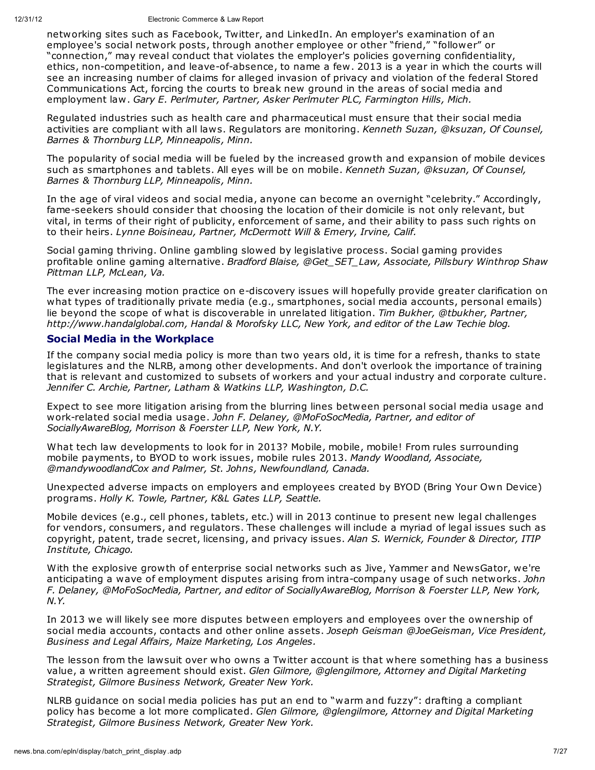networking sites such as Facebook, Twitter, and LinkedIn. An employer's examination of an employee's social network posts, through another employee or other "friend," "follower" or "connection," may reveal conduct that violates the employer's policies governing confidentiality, ethics, non-competition, and leave-of-absence, to name a few. 2013 is a year in which the courts will see an increasing number of claims for alleged invasion of privacy and violation of the federal Stored Communications Act, forcing the courts to break new ground in the areas of social media and employment law. *Gary E. Perlmuter, Partner, Asker Perlmuter PLC, Farmington Hills, Mich.*

Regulated industries such as health care and pharmaceutical must ensure that their social media activities are compliant with all laws. Regulators are monitoring. *Kenneth Suzan, @ksuzan, Of Counsel, Barnes & Thornburg LLP, Minneapolis, Minn.*

The popularity of social media will be fueled by the increased growth and expansion of mobile devices such as smartphones and tablets. All eyes will be on mobile. *Kenneth Suzan, @ksuzan, Of Counsel, Barnes & Thornburg LLP, Minneapolis, Minn.*

In the age of viral videos and social media, anyone can become an overnight "celebrity." Accordingly, fame-seekers should consider that choosing the location of their domicile is not only relevant, but vital, in terms of their right of publicity, enforcement of same, and their ability to pass such rights on to their heirs. *Lynne Boisineau, Partner, McDermott Will & Emery, Irvine, Calif.*

Social gaming thriving. Online gambling slowed by legislative process. Social gaming provides profitable online gaming alternative. *Bradford Blaise, @Get_SET_Law, Associate, Pillsbury Winthrop Shaw Pittman LLP, McLean, Va.*

The ever increasing motion practice on e-discovery issues will hopefully provide greater clarification on what types of traditionally private media (e.g., smartphones, social media accounts, personal emails) lie beyond the scope of what is discoverable in unrelated litigation. *Tim Bukher, @tbukher, Partner, http://www.handalglobal.com, Handal & Morofsky LLC, New York, and editor of the Law Techie blog.*

## Social Media in the Workplace

If the company social media policy is more than two years old, it is time for a refresh, thanks to state legislatures and the NLRB, among other developments. And don't overlook the importance of training that is relevant and customized to subsets of workers and your actual industry and corporate culture. *Jennifer C. Archie, Partner, Latham & Watkins LLP, Washington, D.C.*

Expect to see more litigation arising from the blurring lines between personal social media usage and work-related social media usage. *John F. Delaney, @MoFoSocMedia, Partner, and editor of SociallyAwareBlog, Morrison & Foerster LLP, New York, N.Y.*

What tech law developments to look for in 2013? Mobile, mobile, mobile! From rules surrounding mobile payments, to BYOD to work issues, mobile rules 2013. *Mandy Woodland, Associate, @mandywoodlandCox and Palmer, St. Johns, Newfoundland, Canada.*

Unexpected adverse impacts on employers and employees created by BYOD (Bring Your Own Device) programs. *Holly K. Towle, Partner, K&L Gates LLP, Seattle.*

Mobile devices (e.g., cell phones, tablets, etc.) will in 2013 continue to present new legal challenges for vendors, consumers, and regulators. These challenges will include a myriad of legal issues such as copyright, patent, trade secret, licensing, and privacy issues. *Alan S. Wernick, Founder & Director, ITIP Institute, Chicago.*

With the explosive growth of enterprise social networks such as Jive, Yammer and NewsGator, we're anticipating a wave of employment disputes arising from intra-company usage of such networks. *John F. Delaney, @MoFoSocMedia, Partner, and editor of SociallyAwareBlog, Morrison & Foerster LLP, New York, N.Y.*

In 2013 we will likely see more disputes between employers and employees over the ownership of social media accounts, contacts and other online assets. *Joseph Geisman @JoeGeisman, Vice President, Business and Legal Affairs, Maize Marketing, Los Angeles.*

The lesson from the lawsuit over who owns a Twitter account is that where something has a business value, a written agreement should exist. *Glen Gilmore, @glengilmore, Attorney and Digital Marketing Strategist, Gilmore Business Network, Greater New York.*

NLRB guidance on social media policies has put an end to "warm and fuzzy": drafting a compliant policy has become a lot more complicated. *Glen Gilmore, @glengilmore, Attorney and Digital Marketing Strategist, Gilmore Business Network, Greater New York.*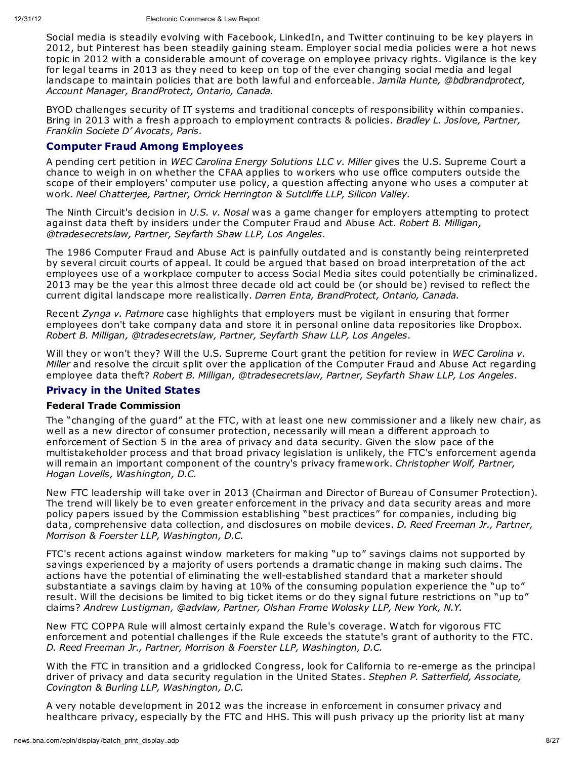Social media is steadily evolving with Facebook, LinkedIn, and Twitter continuing to be key players in 2012, but Pinterest has been steadily gaining steam. Employer social media policies were a hot news topic in 2012 with a considerable amount of coverage on employee privacy rights. Vigilance is the key for legal teams in 2013 as they need to keep on top of the ever changing social media and legal landscape to maintain policies that are both lawful and enforceable. *Jamila Hunte, @bdbrandprotect, Account Manager, BrandProtect, Ontario, Canada.*

BYOD challenges security of IT systems and traditional concepts of responsibility within companies. Bring in 2013 with a fresh approach to employment contracts & policies. *Bradley L. Joslove, Partner, Franklin Societe D' Avocats, Paris.*

## Computer Fraud Among Employees

A pending cert petition in *WEC Carolina Energy Solutions LLC v. Miller* gives the U.S. Supreme Court a chance to weigh in on whether the CFAA applies to workers who use office computers outside the scope of their employers' computer use policy, a question affecting anyone who uses a computer at work. *Neel Chatterjee, Partner, Orrick Herrington & Sutcliffe LLP, Silicon Valley.*

The Ninth Circuit's decision in *U.S. v. Nosal* was a game changer for employers attempting to protect against data theft by insiders under the Computer Fraud and Abuse Act. *Robert B. Milligan, @tradesecretslaw, Partner, Seyfarth Shaw LLP, Los Angeles.*

The 1986 Computer Fraud and Abuse Act is painfully outdated and is constantly being reinterpreted by several circuit courts of appeal. It could be argued that based on broad interpretation of the act employees use of a workplace computer to access Social Media sites could potentially be criminalized. 2013 may be the year this almost three decade old act could be (or should be) revised to reflect the current digital landscape more realistically. *Darren Enta, BrandProtect, Ontario, Canada.*

Recent *Zynga v. Patmore* case highlights that employers must be vigilant in ensuring that former employees don't take company data and store it in personal online data repositories like Dropbox. *Robert B. Milligan, @tradesecretslaw, Partner, Seyfarth Shaw LLP, Los Angeles.*

Will they or won't they? Will the U.S. Supreme Court grant the petition for review in *WEC Carolina v. Miller* and resolve the circuit split over the application of the Computer Fraud and Abuse Act regarding employee data theft? *Robert B. Milligan, @tradesecretslaw, Partner, Seyfarth Shaw LLP, Los Angeles.*

## Privacy in the United States

### Federal Trade Commission

The "changing of the guard" at the FTC, with at least one new commissioner and a likely new chair, as well as a new director of consumer protection, necessarily will mean a different approach to enforcement of Section 5 in the area of privacy and data security. Given the slow pace of the multistakeholder process and that broad privacy legislation is unlikely, the FTC's enforcement agenda will remain an important component of the country's privacy framework. *Christopher Wolf, Partner, Hogan Lovells, Washington, D.C.*

New FTC leadership will take over in 2013 (Chairman and Director of Bureau of Consumer Protection). The trend will likely be to even greater enforcement in the privacy and data security areas and more policy papers issued by the Commission establishing "best practices" for companies, including big data, comprehensive data collection, and disclosures on mobile devices. *D. Reed Freeman Jr., Partner, Morrison & Foerster LLP, Washington, D.C.*

FTC's recent actions against window marketers for making "up to" savings claims not supported by savings experienced by a majority of users portends a dramatic change in making such claims. The actions have the potential of eliminating the well-established standard that a marketer should substantiate a savings claim by having at 10% of the consuming population experience the "up to" result. Will the decisions be limited to big ticket items or do they signal future restrictions on "up to" claims? *Andrew Lustigman, @advlaw, Partner, Olshan Frome Wolosky LLP, New York, N.Y.*

New FTC COPPA Rule will almost certainly expand the Rule's coverage. Watch for vigorous FTC enforcement and potential challenges if the Rule exceeds the statute's grant of authority to the FTC. *D. Reed Freeman Jr., Partner, Morrison & Foerster LLP, Washington, D.C.*

With the FTC in transition and a gridlocked Congress, look for California to re-emerge as the principal driver of privacy and data security regulation in the United States. *Stephen P. Satterfield, Associate, Covington & Burling LLP, Washington, D.C.*

A very notable development in 2012 was the increase in enforcement in consumer privacy and healthcare privacy, especially by the FTC and HHS. This will push privacy up the priority list at many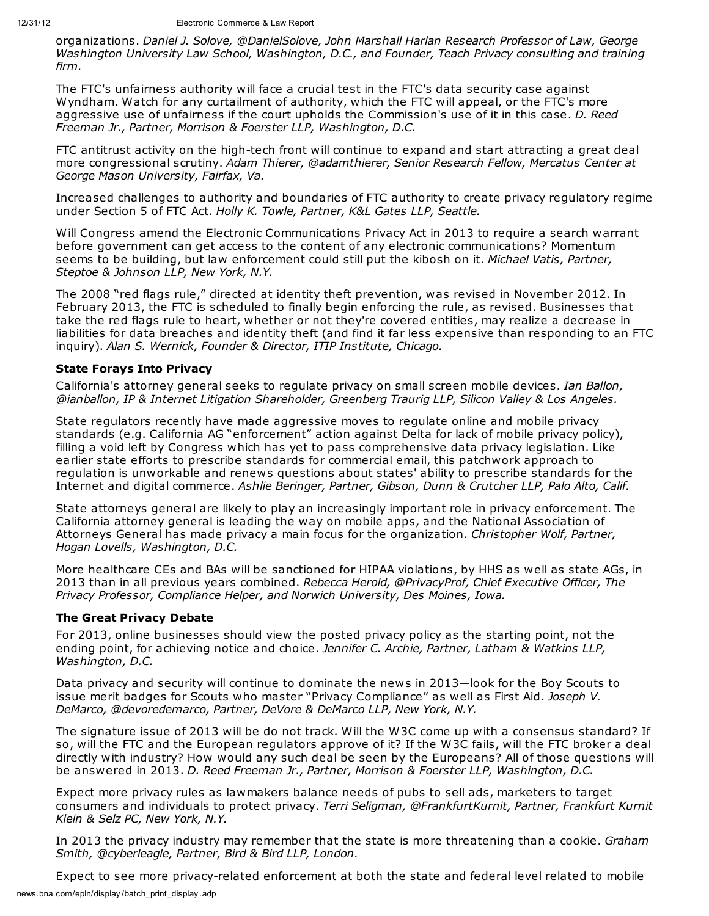organizations. *Daniel J. Solove, @DanielSolove, John Marshall Harlan Research Professor of Law, George Washington University Law School, Washington, D.C., and Founder, Teach Privacy consulting and training firm.*

The FTC's unfairness authority will face a crucial test in the FTC's data security case against Wyndham. Watch for any curtailment of authority, which the FTC will appeal, or the FTC's more aggressive use of unfairness if the court upholds the Commission's use of it in this case. *D. Reed Freeman Jr., Partner, Morrison & Foerster LLP, Washington, D.C.*

FTC antitrust activity on the high-tech front will continue to expand and start attracting a great deal more congressional scrutiny. *Adam Thierer, @adamthierer, Senior Research Fellow, Mercatus Center at George Mason University, Fairfax, Va.*

Increased challenges to authority and boundaries of FTC authority to create privacy regulatory regime under Section 5 of FTC Act. *Holly K. Towle, Partner, K&L Gates LLP, Seattle.*

Will Congress amend the Electronic Communications Privacy Act in 2013 to require a search warrant before government can get access to the content of any electronic communications? Momentum seems to be building, but law enforcement could still put the kibosh on it. *Michael Vatis, Partner, Steptoe & Johnson LLP, New York, N.Y.*

The 2008 "red flags rule," directed at identity theft prevention, was revised in November 2012. In February 2013, the FTC is scheduled to finally begin enforcing the rule, as revised. Businesses that take the red flags rule to heart, whether or not they're covered entities, may realize a decrease in liabilities for data breaches and identity theft (and find it far less expensive than responding to an FTC inquiry). *Alan S. Wernick, Founder & Director, ITIP Institute, Chicago.*

### State Forays Into Privacy

California's attorney general seeks to regulate privacy on small screen mobile devices. *Ian Ballon, @ianballon, IP & Internet Litigation Shareholder, Greenberg Traurig LLP, Silicon Valley & Los Angeles.*

State regulators recently have made aggressive moves to regulate online and mobile privacy standards (e.g. California AG "enforcement" action against Delta for lack of mobile privacy policy), filling a void left by Congress which has yet to pass comprehensive data privacy legislation. Like earlier state efforts to prescribe standards for commercial email, this patchwork approach to regulation is unworkable and renews questions about states' ability to prescribe standards for the Internet and digital commerce. *Ashlie Beringer, Partner, Gibson, Dunn & Crutcher LLP, Palo Alto, Calif.*

State attorneys general are likely to play an increasingly important role in privacy enforcement. The California attorney general is leading the way on mobile apps, and the National Association of Attorneys General has made privacy a main focus for the organization. *Christopher Wolf, Partner, Hogan Lovells, Washington, D.C.*

More healthcare CEs and BAs will be sanctioned for HIPAA violations, by HHS as well as state AGs, in 2013 than in all previous years combined. *Rebecca Herold, @PrivacyProf, Chief Executive Officer, The Privacy Professor, Compliance Helper, and Norwich University, Des Moines, Iowa.*

### The Great Privacy Debate

For 2013, online businesses should view the posted privacy policy as the starting point, not the ending point, for achieving notice and choice. *Jennifer C. Archie, Partner, Latham & Watkins LLP, Washington, D.C.*

Data privacy and security will continue to dominate the news in 2013—look for the Boy Scouts to issue merit badges for Scouts who master "Privacy Compliance" as well as First Aid. *Joseph V. DeMarco, @devoredemarco, Partner, DeVore & DeMarco LLP, New York, N.Y.*

The signature issue of 2013 will be do not track. Will the W3C come up with a consensus standard? If so, will the FTC and the European regulators approve of it? If the W3C fails, will the FTC broker a deal directly with industry? How would any such deal be seen by the Europeans? All of those questions will be answered in 2013. *D. Reed Freeman Jr., Partner, Morrison & Foerster LLP, Washington, D.C.*

Expect more privacy rules as lawmakers balance needs of pubs to sell ads, marketers to target consumers and individuals to protect privacy. *Terri Seligman, @FrankfurtKurnit, Partner, Frankfurt Kurnit Klein & Selz PC, New York, N.Y.*

In 2013 the privacy industry may remember that the state is more threatening than a cookie. *Graham Smith, @cyberleagle, Partner, Bird & Bird LLP, London.*

Expect to see more privacy-related enforcement at both the state and federal level related to mobile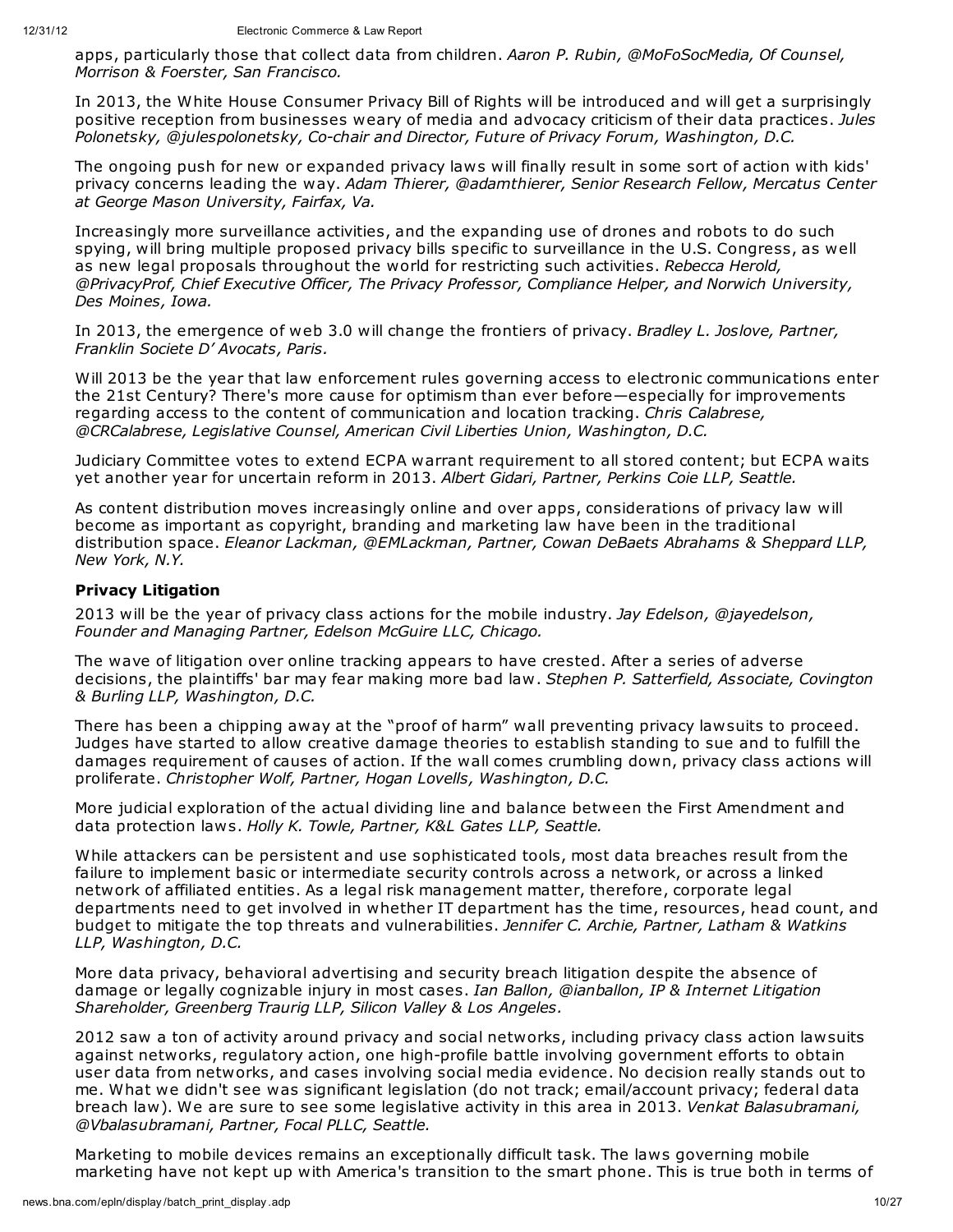apps, particularly those that collect data from children. *Aaron P. Rubin, @MoFoSocMedia, Of Counsel, Morrison & Foerster, San Francisco.*

In 2013, the White House Consumer Privacy Bill of Rights will be introduced and will get a surprisingly positive reception from businesses weary of media and advocacy criticism of their data practices. *Jules Polonetsky, @julespolonetsky, Co-chair and Director, Future of Privacy Forum, Washington, D.C.*

The ongoing push for new or expanded privacy laws will finally result in some sort of action with kids' privacy concerns leading the way. *Adam Thierer, @adamthierer, Senior Research Fellow, Mercatus Center at George Mason University, Fairfax, Va.*

Increasingly more surveillance activities, and the expanding use of drones and robots to do such spying, will bring multiple proposed privacy bills specific to surveillance in the U.S. Congress, as well as new legal proposals throughout the world for restricting such activities. *Rebecca Herold, @PrivacyProf, Chief Executive Officer, The Privacy Professor, Compliance Helper, and Norwich University, Des Moines, Iowa.*

In 2013, the emergence of web 3.0 will change the frontiers of privacy. *Bradley L. Joslove, Partner, Franklin Societe D' Avocats, Paris.*

Will 2013 be the year that law enforcement rules governing access to electronic communications enter the 21st Century? There's more cause for optimism than ever before—especially for improvements regarding access to the content of communication and location tracking. *Chris Calabrese, @CRCalabrese, Legislative Counsel, American Civil Liberties Union, Washington, D.C.*

Judiciary Committee votes to extend ECPA warrant requirement to all stored content; but ECPA waits yet another year for uncertain reform in 2013. *Albert Gidari, Partner, Perkins Coie LLP, Seattle.*

As content distribution moves increasingly online and over apps, considerations of privacy law will become as important as copyright, branding and marketing law have been in the traditional distribution space. *Eleanor Lackman, @EMLackman, Partner, Cowan DeBaets Abrahams & Sheppard LLP, New York, N.Y.*

**Privacy Litigation**

2013 will be the year of privacy class actions for the mobile industry. *Jay Edelson, @jayedelson, Founder and Managing Partner, Edelson McGuire LLC, Chicago.*

The wave of litigation over online tracking appears to have crested. After a series of adverse decisions, the plaintiffs' bar may fear making more bad law. *Stephen P. Satterfield, Associate, Covington & Burling LLP, Washington, D.C.*

There has been a chipping away at the "proof of harm" wall preventing privacy lawsuits to proceed. Judges have started to allow creative damage theories to establish standing to sue and to fulfill the damages requirement of causes of action. If the wall comes crumbling down, privacy class actions will proliferate. *Christopher Wolf, Partner, Hogan Lovells, Washington, D.C.*

More judicial exploration of the actual dividing line and balance between the First Amendment and data protection laws. *Holly K. Towle, Partner, K&L Gates LLP, Seattle.*

While attackers can be persistent and use sophisticated tools, most data breaches result from the failure to implement basic or intermediate security controls across a network, or across a linked network of affiliated entities. As a legal risk management matter, therefore, corporate legal departments need to get involved in whether IT department has the time, resources, head count, and budget to mitigate the top threats and vulnerabilities. *Jennifer C. Archie, Partner, Latham & Watkins LLP, Washington, D.C.*

More data privacy, behavioral advertising and security breach litigation despite the absence of damage or legally cognizable injury in most cases. *Ian Ballon, @ianballon, IP & Internet Litigation Shareholder, Greenberg Traurig LLP, Silicon Valley & Los Angeles.*

2012 saw a ton of activity around privacy and social networks, including privacy class action lawsuits against networks, regulatory action, one high-profile battle involving government efforts to obtain user data from networks, and cases involving social media evidence. No decision really stands out to me. What we didn't see was significant legislation (do not track; email/account privacy; federal data breach law). We are sure to see some legislative activity in this area in 2013. *Venkat Balasubramani, @Vbalasubramani, Partner, Focal PLLC, Seattle.*

Marketing to mobile devices remains an exceptionally difficult task. The laws governing mobile marketing have not kept up with America's transition to the smart phone. This is true both in terms of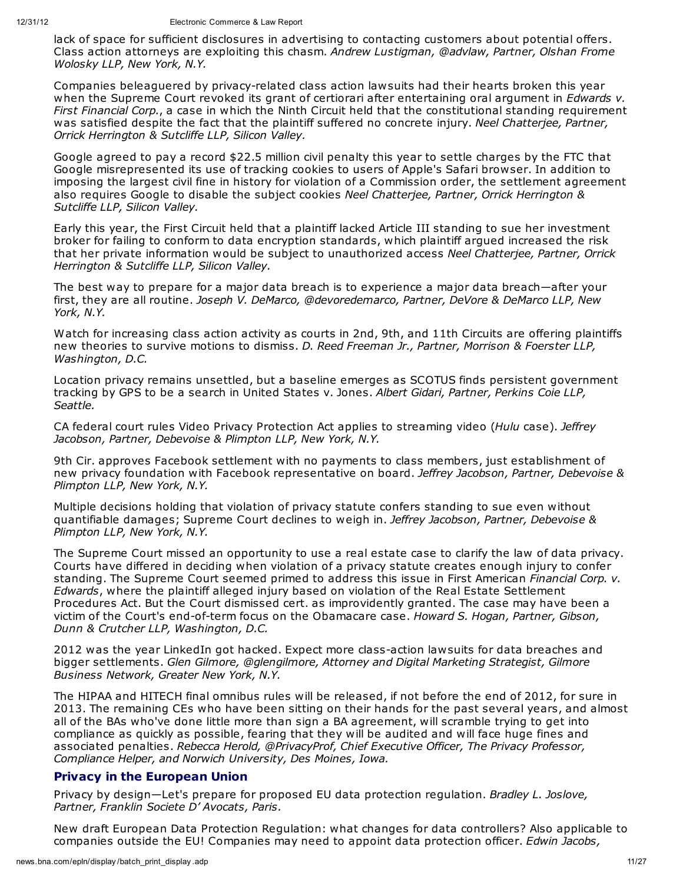lack of space for sufficient disclosures in advertising to contacting customers about potential offers. Class action attorneys are exploiting this chasm. *Andrew Lustigman, @advlaw, Partner, Olshan Frome Wolosky LLP, New York, N.Y.*

Companies beleaguered by privacy-related class action lawsuits had their hearts broken this year when the Supreme Court revoked its grant of certiorari after entertaining oral argument in *Edwards v. First Financial Corp.*, a case in which the Ninth Circuit held that the constitutional standing requirement was satisfied despite the fact that the plaintiff suffered no concrete injury. *Neel Chatterjee, Partner, Orrick Herrington & Sutcliffe LLP, Silicon Valley.*

Google agreed to pay a record $22.5 million civil penalty this year to settle charges by the FTC that Google misrepresented its use of tracking cookies to users of Apple's Safari browser. In addition to imposing the largest civil fine in history for violation of a Commission order, the settlement agreement also requires Google to disable the subject cookies *Neel Chatterjee, Partner, Orrick Herrington & Sutcliffe LLP, Silicon Valley.*

Early this year, the First Circuit held that a plaintiff lacked Article III standing to sue her investment broker for failing to conform to data encryption standards, which plaintiff argued increased the risk that her private information would be subject to unauthorized access *Neel Chatterjee, Partner, Orrick Herrington & Sutcliffe LLP, Silicon Valley.*

The best way to prepare for a major data breach is to experience a major data breach—after your first, they are all routine. *Joseph V. DeMarco, @devoredemarco, Partner, DeVore & DeMarco LLP, New York, N.Y.*

Watch for increasing class action activity as courts in 2nd, 9th, and 11th Circuits are offering plaintiffs new theories to survive motions to dismiss. *D. Reed Freeman Jr., Partner, Morrison & Foerster LLP, Washington, D.C.*

Location privacy remains unsettled, but a baseline emerges as SCOTUS finds persistent government tracking by GPS to be a search in United States v. Jones. *Albert Gidari, Partner, Perkins Coie LLP, Seattle.*

CA federal court rules Video Privacy Protection Act applies to streaming video (*Hulu* case). *Jeffrey Jacobson, Partner, Debevoise & Plimpton LLP, New York, N.Y.*

9th Cir. approves Facebook settlement with no payments to class members, just establishment of new privacy foundation with Facebook representative on board. *Jeffrey Jacobson, Partner, Debevoise & Plimpton LLP, New York, N.Y.*

Multiple decisions holding that violation of privacy statute confers standing to sue even without quantifiable damages; Supreme Court declines to weigh in. *Jeffrey Jacobson, Partner, Debevoise & Plimpton LLP, New York, N.Y.*

The Supreme Court missed an opportunity to use a real estate case to clarify the law of data privacy. Courts have differed in deciding when violation of a privacy statute creates enough injury to confer standing. The Supreme Court seemed primed to address this issue in First American *Financial Corp. v. Edwards*, where the plaintiff alleged injury based on violation of the Real Estate Settlement Procedures Act. But the Court dismissed cert. as improvidently granted. The case may have been a victim of the Court's end-of-term focus on the Obamacare case. *Howard S. Hogan, Partner, Gibson, Dunn & Crutcher LLP, Washington, D.C.*

2012 was the year LinkedIn got hacked. Expect more class-action lawsuits for data breaches and bigger settlements. *Glen Gilmore, @glengilmore, Attorney and Digital Marketing Strategist, Gilmore Business Network, Greater New York, N.Y.*

The HIPAA and HITECH final omnibus rules will be released, if not before the end of 2012, for sure in 2013. The remaining CEs who have been sitting on their hands for the past several years, and almost all of the BAs who've done little more than sign a BA agreement, will scramble trying to get into compliance as quickly as possible, fearing that they will be audited and will face huge fines and associated penalties. *Rebecca Herold, @PrivacyProf, Chief Executive Officer, The Privacy Professor, Compliance Helper, and Norwich University, Des Moines, Iowa.*

## Privacy in the European Union

Privacy by design—Let's prepare for proposed EU data protection regulation. *Bradley L. Joslove, Partner, Franklin Societe D' Avocats, Paris.*

New draft European Data Protection Regulation: what changes for data controllers? Also applicable to companies outside the EU! Companies may need to appoint data protection officer. *Edwin Jacobs,*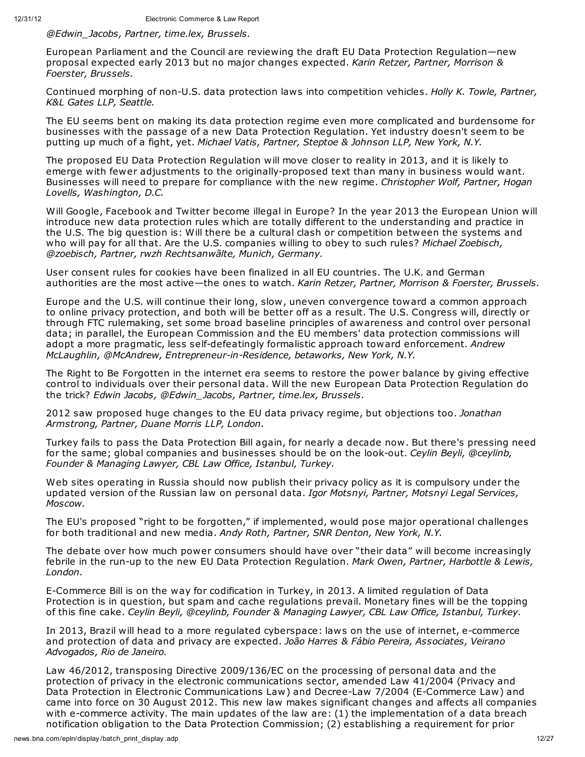*@Edwin_Jacobs, Partner, time.lex, Brussels.*

European Parliament and the Council are reviewing the draft EU Data Protection Regulation—new proposal expected early 2013 but no major changes expected. *Karin Retzer, Partner, Morrison & Foerster, Brussels.*

Continued morphing of non-U.S. data protection laws into competition vehicles. *Holly K. Towle, Partner, K&L Gates LLP, Seattle.*

The EU seems bent on making its data protection regime even more complicated and burdensome for businesses with the passage of a new Data Protection Regulation. Yet industry doesn't seem to be putting up much of a fight, yet. *Michael Vatis, Partner, Steptoe & Johnson LLP, New York, N.Y.*

The proposed EU Data Protection Regulation will move closer to reality in 2013, and it is likely to emerge with fewer adjustments to the originally-proposed text than many in business would want. Businesses will need to prepare for compliance with the new regime. *Christopher Wolf, Partner, Hogan Lovells, Washington, D.C.*

Will Google, Facebook and Twitter become illegal in Europe? In the year 2013 the European Union will introduce new data protection rules which are totally different to the understanding and practice in the U.S. The big question is: Will there be a cultural clash or competition between the systems and who will pay for all that. Are the U.S. companies willing to obey to such rules? *Michael Zoebisch, @zoebisch, Partner, rwzh Rechtsanwãlte, Munich, Germany.*

User consent rules for cookies have been finalized in all EU countries. The U.K. and German authorities are the most active—the ones to watch. *Karin Retzer, Partner, Morrison & Foerster, Brussels.*

Europe and the U.S. will continue their long, slow, uneven convergence toward a common approach to online privacy protection, and both will be better off as a result. The U.S. Congress will, directly or through FTC rulemaking, set some broad baseline principles of awareness and control over personal data; in parallel, the European Commission and the EU members' data protection commissions will adopt a more pragmatic, less self-defeatingly formalistic approach toward enforcement. *Andrew McLaughlin, @McAndrew, Entrepreneur-in-Residence, betaworks, New York, N.Y.*

The Right to Be Forgotten in the internet era seems to restore the power balance by giving effective control to individuals over their personal data. Will the new European Data Protection Regulation do the trick? *Edwin Jacobs, @Edwin_Jacobs, Partner, time.lex, Brussels.*

2012 saw proposed huge changes to the EU data privacy regime, but objections too. *Jonathan Armstrong, Partner, Duane Morris LLP, London.*

Turkey fails to pass the Data Protection Bill again, for nearly a decade now. But there's pressing need for the same; global companies and businesses should be on the look-out. *Ceylin Beyli, @ceylinb, Founder & Managing Lawyer, CBL Law Office, Istanbul, Turkey.*

Web sites operating in Russia should now publish their privacy policy as it is compulsory under the updated version of the Russian law on personal data. *Igor Motsnyi, Partner, Motsnyi Legal Services, Moscow.*

The EU's proposed "right to be forgotten," if implemented, would pose major operational challenges for both traditional and new media. *Andy Roth, Partner, SNR Denton, New York, N.Y.*

The debate over how much power consumers should have over "their data" will become increasingly febrile in the run-up to the new EU Data Protection Regulation. *Mark Owen, Partner, Harbottle & Lewis, London.*

E-Commerce Bill is on the way for codification in Turkey, in 2013. A limited regulation of Data Protection is in question, but spam and cache regulations prevail. Monetary fines will be the topping of this fine cake. *Ceylin Beyli, @ceylinb, Founder & Managing Lawyer, CBL Law Office, Istanbul, Turkey.*

In 2013, Brazil will head to a more regulated cyberspace: laws on the use of internet, e-commerce and protection of data and privacy are expected. *João Harres & Fábio Pereira, Associates, Veirano Advogados, Rio de Janeiro.*

Law 46/2012, transposing Directive 2009/136/EC on the processing of personal data and the protection of privacy in the electronic communications sector, amended Law 41/2004 (Privacy and Data Protection in Electronic Communications Law) and Decree-Law 7/2004 (E-Commerce Law) and came into force on 30 August 2012. This new law makes significant changes and affects all companies with e-commerce activity. The main updates of the law are: (1) the implementation of a data breach notification obligation to the Data Protection Commission; (2) establishing a requirement for prior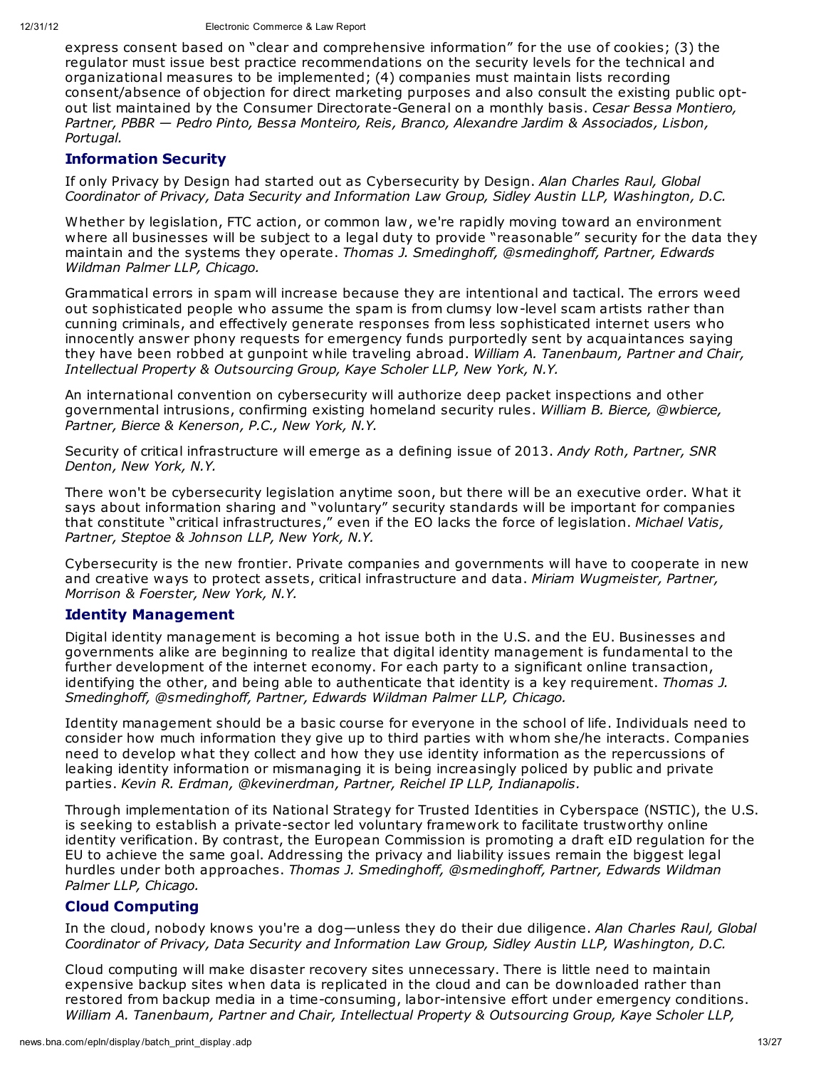express consent based on "clear and comprehensive information" for the use of cookies; (3) the regulator must issue best practice recommendations on the security levels for the technical and organizational measures to be implemented; (4) companies must maintain lists recording consent/absence of objection for direct marketing purposes and also consult the existing public opt-out list maintained by the Consumer Directorate-General on a monthly basis. *Cesar Bessa Montiero, Partner, PBBR — Pedro Pinto, Bessa Monteiro, Reis, Branco, Alexandre Jardim & Associados, Lisbon, Portugal.*

## Information Security

If only Privacy by Design had started out as Cybersecurity by Design. *Alan Charles Raul, Global Coordinator of Privacy, Data Security and Information Law Group, Sidley Austin LLP, Washington, D.C.*

Whether by legislation, FTC action, or common law, we're rapidly moving toward an environment where all businesses will be subject to a legal duty to provide "reasonable" security for the data they maintain and the systems they operate. *Thomas J. Smedinghoff, @smedinghoff, Partner, Edwards Wildman Palmer LLP, Chicago.*

Grammatical errors in spam will increase because they are intentional and tactical. The errors weed out sophisticated people who assume the spam is from clumsy low-level scam artists rather than cunning criminals, and effectively generate responses from less sophisticated internet users who innocently answer phony requests for emergency funds purportedly sent by acquaintances saying they have been robbed at gunpoint while traveling abroad. *William A. Tanenbaum, Partner and Chair, Intellectual Property & Outsourcing Group, Kaye Scholer LLP, New York, N.Y.*

An international convention on cybersecurity will authorize deep packet inspections and other governmental intrusions, confirming existing homeland security rules. *William B. Bierce, @wbierce, Partner, Bierce & Kenerson, P.C., New York, N.Y.*

Security of critical infrastructure will emerge as a defining issue of 2013. *Andy Roth, Partner, SNR Denton, New York, N.Y.*

There won't be cybersecurity legislation anytime soon, but there will be an executive order. What it says about information sharing and "voluntary" security standards will be important for companies that constitute "critical infrastructures," even if the EO lacks the force of legislation. *Michael Vatis, Partner, Steptoe & Johnson LLP, New York, N.Y.*

Cybersecurity is the new frontier. Private companies and governments will have to cooperate in new and creative ways to protect assets, critical infrastructure and data. *Miriam Wugmeister, Partner, Morrison & Foerster, New York, N.Y.*

## Identity Management

Digital identity management is becoming a hot issue both in the U.S. and the EU. Businesses and governments alike are beginning to realize that digital identity management is fundamental to the further development of the internet economy. For each party to a significant online transaction, identifying the other, and being able to authenticate that identity is a key requirement. *Thomas J. Smedinghoff, @smedinghoff, Partner, Edwards Wildman Palmer LLP, Chicago.*

Identity management should be a basic course for everyone in the school of life. Individuals need to consider how much information they give up to third parties with whom she/he interacts. Companies need to develop what they collect and how they use identity information as the repercussions of leaking identity information or mismanaging it is being increasingly policed by public and private parties. *Kevin R. Erdman, @kevinerdman, Partner, Reichel IP LLP, Indianapolis.*

Through implementation of its National Strategy for Trusted Identities in Cyberspace (NSTIC), the U.S. is seeking to establish a private-sector led voluntary framework to facilitate trustworthy online identity verification. By contrast, the European Commission is promoting a draft eID regulation for the EU to achieve the same goal. Addressing the privacy and liability issues remain the biggest legal hurdles under both approaches. *Thomas J. Smedinghoff, @smedinghoff, Partner, Edwards Wildman Palmer LLP, Chicago.*

## Cloud Computing

In the cloud, nobody knows you're a dog—unless they do their due diligence. *Alan Charles Raul, Global Coordinator of Privacy, Data Security and Information Law Group, Sidley Austin LLP, Washington, D.C.*

Cloud computing will make disaster recovery sites unnecessary. There is little need to maintain expensive backup sites when data is replicated in the cloud and can be downloaded rather than restored from backup media in a time-consuming, labor-intensive effort under emergency conditions. *William A. Tanenbaum, Partner and Chair, Intellectual Property & Outsourcing Group, Kaye Scholer LLP,*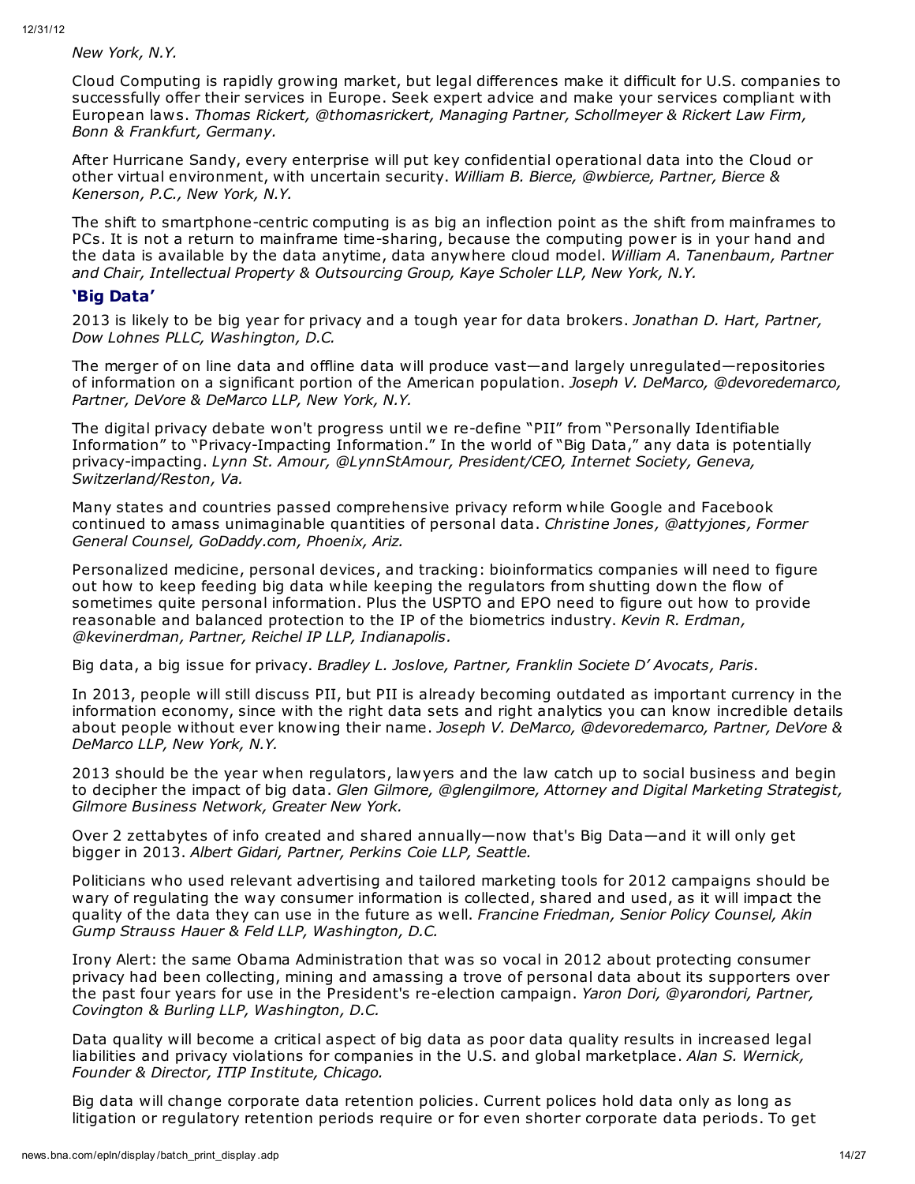*New York, N.Y.*

Cloud Computing is rapidly growing market, but legal differences make it difficult for U.S. companies to successfully offer their services in Europe. Seek expert advice and make your services compliant with European laws. *Thomas Rickert, @thomasrickert, Managing Partner, Schollmeyer & Rickert Law Firm, Bonn & Frankfurt, Germany.*

After Hurricane Sandy, every enterprise will put key confidential operational data into the Cloud or other virtual environment, with uncertain security. *William B. Bierce, @wbierce, Partner, Bierce & Kenerson, P.C., New York, N.Y.*

The shift to smartphone-centric computing is as big an inflection point as the shift from mainframes to PCs. It is not a return to mainframe time-sharing, because the computing power is in your hand and the data is available by the data anytime, data anywhere cloud model. *William A. Tanenbaum, Partner and Chair, Intellectual Property & Outsourcing Group, Kaye Scholer LLP, New York, N.Y.*

## 'Big Data'

2013 is likely to be big year for privacy and a tough year for data brokers. *Jonathan D. Hart, Partner, Dow Lohnes PLLC, Washington, D.C.*

The merger of on line data and offline data will produce vast—and largely unregulated—repositories of information on a significant portion of the American population. *Joseph V. DeMarco, @devoredemarco, Partner, DeVore & DeMarco LLP, New York, N.Y.*

The digital privacy debate won't progress until we re-define "PII" from "Personally Identifiable Information" to "Privacy-Impacting Information." In the world of "Big Data," any data is potentially privacy-impacting. *Lynn St. Amour, @LynnStAmour, President/CEO, Internet Society, Geneva, Switzerland/Reston, Va.*

Many states and countries passed comprehensive privacy reform while Google and Facebook continued to amass unimaginable quantities of personal data. *Christine Jones, @attyjones, Former General Counsel, GoDaddy.com, Phoenix, Ariz.*

Personalized medicine, personal devices, and tracking: bioinformatics companies will need to figure out how to keep feeding big data while keeping the regulators from shutting down the flow of sometimes quite personal information. Plus the USPTO and EPO need to figure out how to provide reasonable and balanced protection to the IP of the biometrics industry. *Kevin R. Erdman, @kevinerdman, Partner, Reichel IP LLP, Indianapolis.*

Big data, a big issue for privacy. *Bradley L. Joslove, Partner, Franklin Societe D' Avocats, Paris.*

In 2013, people will still discuss PII, but PII is already becoming outdated as important currency in the information economy, since with the right data sets and right analytics you can know incredible details about people without ever knowing their name. *Joseph V. DeMarco, @devoredemarco, Partner, DeVore & DeMarco LLP, New York, N.Y.*

2013 should be the year when regulators, lawyers and the law catch up to social business and begin to decipher the impact of big data. *Glen Gilmore, @glengilmore, Attorney and Digital Marketing Strategist, Gilmore Business Network, Greater New York.*

Over 2 zettabytes of info created and shared annually—now that's Big Data—and it will only get bigger in 2013. *Albert Gidari, Partner, Perkins Coie LLP, Seattle.*

Politicians who used relevant advertising and tailored marketing tools for 2012 campaigns should be wary of regulating the way consumer information is collected, shared and used, as it will impact the quality of the data they can use in the future as well. *Francine Friedman, Senior Policy Counsel, Akin Gump Strauss Hauer & Feld LLP, Washington, D.C.*

Irony Alert: the same Obama Administration that was so vocal in 2012 about protecting consumer privacy had been collecting, mining and amassing a trove of personal data about its supporters over the past four years for use in the President's re-election campaign. *Yaron Dori, @yarondori, Partner, Covington & Burling LLP, Washington, D.C.*

Data quality will become a critical aspect of big data as poor data quality results in increased legal liabilities and privacy violations for companies in the U.S. and global marketplace. *Alan S. Wernick, Founder & Director, ITIP Institute, Chicago.*

Big data will change corporate data retention policies. Current polices hold data only as long as litigation or regulatory retention periods require or for even shorter corporate data periods. To get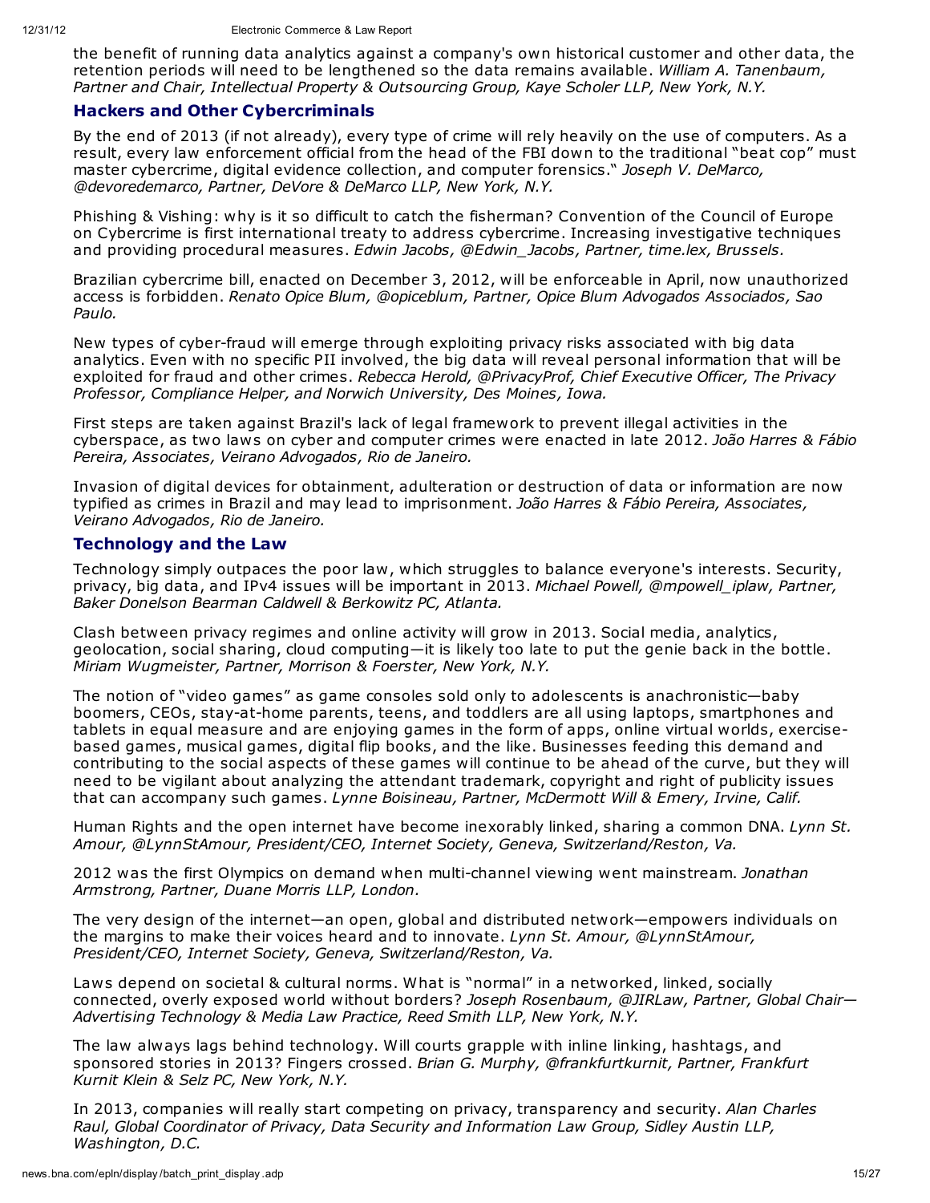the benefit of running data analytics against a company's own historical customer and other data, the retention periods will need to be lengthened so the data remains available. *William A. Tanenbaum, Partner and Chair, Intellectual Property & Outsourcing Group, Kaye Scholer LLP, New York, N.Y.*

## Hackers and Other Cybercriminals

By the end of 2013 (if not already), every type of crime will rely heavily on the use of computers. As a result, every law enforcement official from the head of the FBI down to the traditional "beat cop" must master cybercrime, digital evidence collection, and computer forensics." *Joseph V. DeMarco, @devoredemarco, Partner, DeVore & DeMarco LLP, New York, N.Y.*

Phishing & Vishing: why is it so difficult to catch the fisherman? Convention of the Council of Europe on Cybercrime is first international treaty to address cybercrime. Increasing investigative techniques and providing procedural measures. *Edwin Jacobs, @Edwin_Jacobs, Partner, time.lex, Brussels.*

Brazilian cybercrime bill, enacted on December 3, 2012, will be enforceable in April, now unauthorized access is forbidden. *Renato Opice Blum, @opiceblum, Partner, Opice Blum Advogados Associados, Sao Paulo.*

New types of cyber-fraud will emerge through exploiting privacy risks associated with big data analytics. Even with no specific PII involved, the big data will reveal personal information that will be exploited for fraud and other crimes. *Rebecca Herold, @PrivacyProf, Chief Executive Officer, The Privacy Professor, Compliance Helper, and Norwich University, Des Moines, Iowa.*

First steps are taken against Brazil's lack of legal framework to prevent illegal activities in the cyberspace, as two laws on cyber and computer crimes were enacted in late 2012. *João Harres & Fábio Pereira, Associates, Veirano Advogados, Rio de Janeiro.*

Invasion of digital devices for obtainment, adulteration or destruction of data or information are now typified as crimes in Brazil and may lead to imprisonment. *João Harres & Fábio Pereira, Associates, Veirano Advogados, Rio de Janeiro.*

## Technology and the Law

Technology simply outpaces the poor law, which struggles to balance everyone's interests. Security, privacy, big data, and IPv4 issues will be important in 2013. *Michael Powell, @mpowell_iplaw, Partner, Baker Donelson Bearman Caldwell & Berkowitz PC, Atlanta.*

Clash between privacy regimes and online activity will grow in 2013. Social media, analytics, geolocation, social sharing, cloud computing—it is likely too late to put the genie back in the bottle. *Miriam Wugmeister, Partner, Morrison & Foerster, New York, N.Y.*

The notion of "video games" as game consoles sold only to adolescents is anachronistic—baby boomers, CEOs, stay-at-home parents, teens, and toddlers are all using laptops, smartphones and tablets in equal measure and are enjoying games in the form of apps, online virtual worlds, exercise-based games, musical games, digital flip books, and the like. Businesses feeding this demand and contributing to the social aspects of these games will continue to be ahead of the curve, but they will need to be vigilant about analyzing the attendant trademark, copyright and right of publicity issues that can accompany such games. *Lynne Boisineau, Partner, McDermott Will & Emery, Irvine, Calif.*

Human Rights and the open internet have become inexorably linked, sharing a common DNA. *Lynn St. Amour, @LynnStAmour, President/CEO, Internet Society, Geneva, Switzerland/Reston, Va.*

2012 was the first Olympics on demand when multi-channel viewing went mainstream. *Jonathan Armstrong, Partner, Duane Morris LLP, London.*

The very design of the internet—an open, global and distributed network—empowers individuals on the margins to make their voices heard and to innovate. *Lynn St. Amour, @LynnStAmour, President/CEO, Internet Society, Geneva, Switzerland/Reston, Va.*

Laws depend on societal & cultural norms. What is "normal" in a networked, linked, socially connected, overly exposed world without borders? *Joseph Rosenbaum, @JIRLaw, Partner, Global Chair—Advertising Technology & Media Law Practice, Reed Smith LLP, New York, N.Y.*

The law always lags behind technology. Will courts grapple with inline linking, hashtags, and sponsored stories in 2013? Fingers crossed. *Brian G. Murphy, @frankfurtkurnit, Partner, Frankfurt Kurnit Klein & Selz PC, New York, N.Y.*

In 2013, companies will really start competing on privacy, transparency and security. *Alan Charles Raul, Global Coordinator of Privacy, Data Security and Information Law Group, Sidley Austin LLP, Washington, D.C.*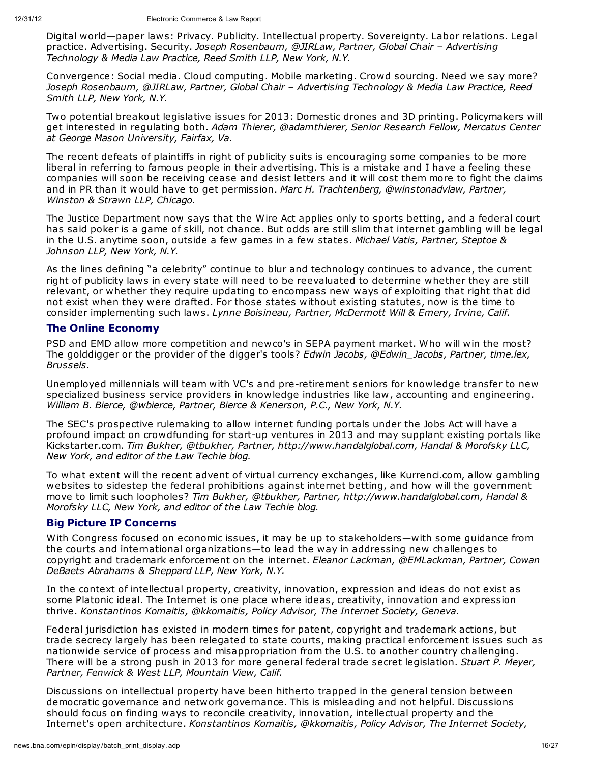Digital world—paper laws: Privacy. Publicity. Intellectual property. Sovereignty. Labor relations. Legal practice. Advertising. Security. *Joseph Rosenbaum, @JIRLaw, Partner, Global Chair – Advertising Technology & Media Law Practice, Reed Smith LLP, New York, N.Y.*

Convergence: Social media. Cloud computing. Mobile marketing. Crowd sourcing. Need we say more? *Joseph Rosenbaum, @JIRLaw, Partner, Global Chair – Advertising Technology & Media Law Practice, Reed Smith LLP, New York, N.Y.*

Two potential breakout legislative issues for 2013: Domestic drones and 3D printing. Policymakers will get interested in regulating both. *Adam Thierer, @adamthierer, Senior Research Fellow, Mercatus Center at George Mason University, Fairfax, Va.*

The recent defeats of plaintiffs in right of publicity suits is encouraging some companies to be more liberal in referring to famous people in their advertising. This is a mistake and I have a feeling these companies will soon be receiving cease and desist letters and it will cost them more to fight the claims and in PR than it would have to get permission. *Marc H. Trachtenberg, @winstonadvlaw, Partner, Winston & Strawn LLP, Chicago.*

The Justice Department now says that the Wire Act applies only to sports betting, and a federal court has said poker is a game of skill, not chance. But odds are still slim that internet gambling will be legal in the U.S. anytime soon, outside a few games in a few states. *Michael Vatis, Partner, Steptoe & Johnson LLP, New York, N.Y.*

As the lines defining "a celebrity" continue to blur and technology continues to advance, the current right of publicity laws in every state will need to be reevaluated to determine whether they are still relevant, or whether they require updating to encompass new ways of exploiting that right that did not exist when they were drafted. For those states without existing statutes, now is the time to consider implementing such laws. *Lynne Boisineau, Partner, McDermott Will & Emery, Irvine, Calif.*

## The Online Economy

PSD and EMD allow more competition and newco's in SEPA payment market. Who will win the most? The golddigger or the provider of the digger's tools? *Edwin Jacobs, @Edwin_Jacobs, Partner, time.lex, Brussels.*

Unemployed millennials will team with VC's and pre-retirement seniors for knowledge transfer to new specialized business service providers in knowledge industries like law, accounting and engineering. *William B. Bierce, @wbierce, Partner, Bierce & Kenerson, P.C., New York, N.Y.*

The SEC's prospective rulemaking to allow internet funding portals under the Jobs Act will have a profound impact on crowdfunding for start-up ventures in 2013 and may supplant existing portals like Kickstarter.com. *Tim Bukher, @tbukher, Partner, http://www.handalglobal.com, Handal & Morofsky LLC, New York, and editor of the Law Techie blog.*

To what extent will the recent advent of virtual currency exchanges, like Kurrenci.com, allow gambling websites to sidestep the federal prohibitions against internet betting, and how will the government move to limit such loopholes? *Tim Bukher, @tbukher, Partner, http://www.handalglobal.com, Handal & Morofsky LLC, New York, and editor of the Law Techie blog.*

## Big Picture IP Concerns

With Congress focused on economic issues, it may be up to stakeholders—with some guidance from the courts and international organizations—to lead the way in addressing new challenges to copyright and trademark enforcement on the internet. *Eleanor Lackman, @EMLackman, Partner, Cowan DeBaets Abrahams & Sheppard LLP, New York, N.Y.*

In the context of intellectual property, creativity, innovation, expression and ideas do not exist as some Platonic ideal. The Internet is one place where ideas, creativity, innovation and expression thrive. *Konstantinos Komaitis, @kkomaitis, Policy Advisor, The Internet Society, Geneva.*

Federal jurisdiction has existed in modern times for patent, copyright and trademark actions, but trade secrecy largely has been relegated to state courts, making practical enforcement issues such as nationwide service of process and misappropriation from the U.S. to another country challenging. There will be a strong push in 2013 for more general federal trade secret legislation. *Stuart P. Meyer, Partner, Fenwick & West LLP, Mountain View, Calif.*

Discussions on intellectual property have been hitherto trapped in the general tension between democratic governance and network governance. This is misleading and not helpful. Discussions should focus on finding ways to reconcile creativity, innovation, intellectual property and the Internet's open architecture. *Konstantinos Komaitis, @kkomaitis, Policy Advisor, The Internet Society,*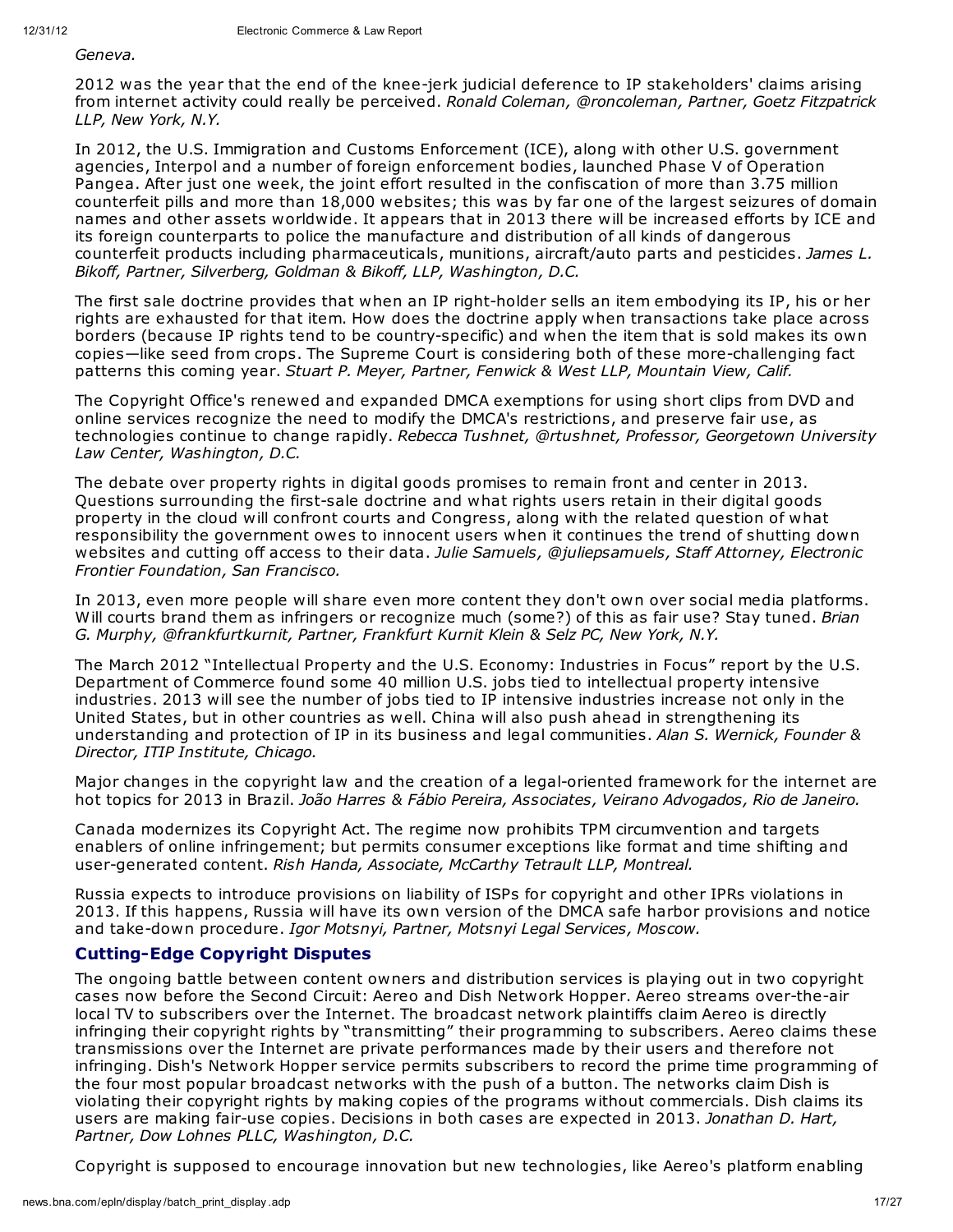*Geneva.*

2012 was the year that the end of the knee-jerk judicial deference to IP stakeholders' claims arising from internet activity could really be perceived. *Ronald Coleman, @roncoleman, Partner, Goetz Fitzpatrick LLP, New York, N.Y.*

In 2012, the U.S. Immigration and Customs Enforcement (ICE), along with other U.S. government agencies, Interpol and a number of foreign enforcement bodies, launched Phase V of Operation Pangea. After just one week, the joint effort resulted in the confiscation of more than 3.75 million counterfeit pills and more than 18,000 websites; this was by far one of the largest seizures of domain names and other assets worldwide. It appears that in 2013 there will be increased efforts by ICE and its foreign counterparts to police the manufacture and distribution of all kinds of dangerous counterfeit products including pharmaceuticals, munitions, aircraft/auto parts and pesticides. *James L. Bikoff, Partner, Silverberg, Goldman & Bikoff, LLP, Washington, D.C.*

The first sale doctrine provides that when an IP right-holder sells an item embodying its IP, his or her rights are exhausted for that item. How does the doctrine apply when transactions take place across borders (because IP rights tend to be country-specific) and when the item that is sold makes its own copies—like seed from crops. The Supreme Court is considering both of these more-challenging fact patterns this coming year. *Stuart P. Meyer, Partner, Fenwick & West LLP, Mountain View, Calif.*

The Copyright Office's renewed and expanded DMCA exemptions for using short clips from DVD and online services recognize the need to modify the DMCA's restrictions, and preserve fair use, as technologies continue to change rapidly. *Rebecca Tushnet, @rtushnet, Professor, Georgetown University Law Center, Washington, D.C.*

The debate over property rights in digital goods promises to remain front and center in 2013. Questions surrounding the first-sale doctrine and what rights users retain in their digital goods property in the cloud will confront courts and Congress, along with the related question of what responsibility the government owes to innocent users when it continues the trend of shutting down websites and cutting off access to their data. *Julie Samuels, @juliepsamuels, Staff Attorney, Electronic Frontier Foundation, San Francisco.*

In 2013, even more people will share even more content they don't own over social media platforms. Will courts brand them as infringers or recognize much (some?) of this as fair use? Stay tuned. *Brian G. Murphy, @frankfurtkurnit, Partner, Frankfurt Kurnit Klein & Selz PC, New York, N.Y.*

The March 2012 "Intellectual Property and the U.S. Economy: Industries in Focus" report by the U.S. Department of Commerce found some 40 million U.S. jobs tied to intellectual property intensive industries. 2013 will see the number of jobs tied to IP intensive industries increase not only in the United States, but in other countries as well. China will also push ahead in strengthening its understanding and protection of IP in its business and legal communities. *Alan S. Wernick, Founder & Director, ITIP Institute, Chicago.*

Major changes in the copyright law and the creation of a legal-oriented framework for the internet are hot topics for 2013 in Brazil. *João Harres & Fábio Pereira, Associates, Veirano Advogados, Rio de Janeiro.*

Canada modernizes its Copyright Act. The regime now prohibits TPM circumvention and targets enablers of online infringement; but permits consumer exceptions like format and time shifting and user-generated content. *Rish Handa, Associate, McCarthy Tetrault LLP, Montreal.*

Russia expects to introduce provisions on liability of ISPs for copyright and other IPRs violations in 2013. If this happens, Russia will have its own version of the DMCA safe harbor provisions and notice and take-down procedure. *Igor Motsnyi, Partner, Motsnyi Legal Services, Moscow.*

## Cutting-Edge Copyright Disputes

The ongoing battle between content owners and distribution services is playing out in two copyright cases now before the Second Circuit: Aereo and Dish Network Hopper. Aereo streams over-the-air local TV to subscribers over the Internet. The broadcast network plaintiffs claim Aereo is directly infringing their copyright rights by "transmitting" their programming to subscribers. Aereo claims these transmissions over the Internet are private performances made by their users and therefore not infringing. Dish's Network Hopper service permits subscribers to record the prime time programming of the four most popular broadcast networks with the push of a button. The networks claim Dish is violating their copyright rights by making copies of the programs without commercials. Dish claims its users are making fair-use copies. Decisions in both cases are expected in 2013. *Jonathan D. Hart, Partner, Dow Lohnes PLLC, Washington, D.C.*

Copyright is supposed to encourage innovation but new technologies, like Aereo's platform enabling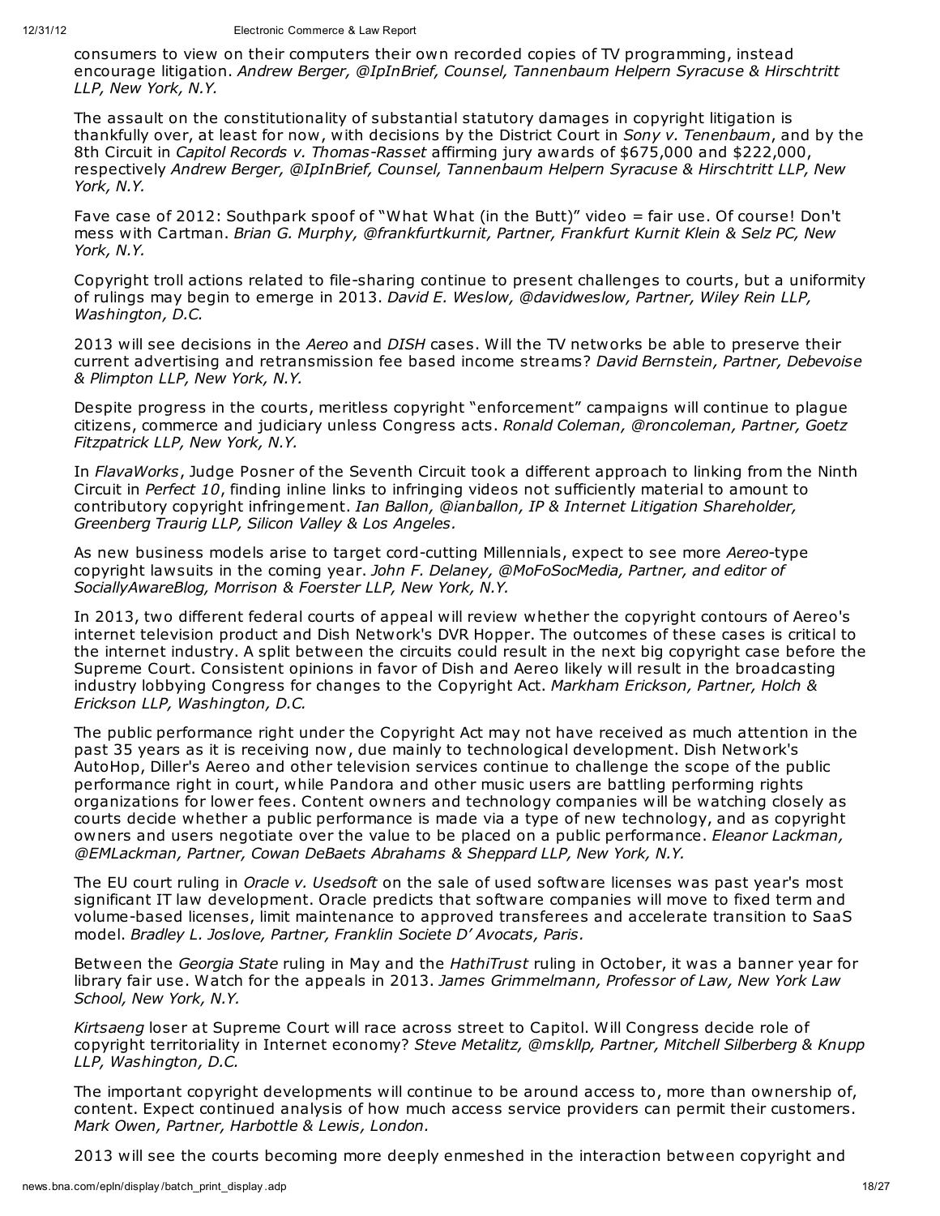consumers to view on their computers their own recorded copies of TV programming, instead encourage litigation. *Andrew Berger, @IpInBrief, Counsel, Tannenbaum Helpern Syracuse & Hirschtritt LLP, New York, N.Y.*

The assault on the constitutionality of substantial statutory damages in copyright litigation is thankfully over, at least for now, with decisions by the District Court in *Sony v. Tenenbaum*, and by the 8th Circuit in *Capitol Records v. Thomas-Rasset* affirming jury awards of $675,000 and $222,000, respectively *Andrew Berger, @IpInBrief, Counsel, Tannenbaum Helpern Syracuse & Hirschtritt LLP, New York, N.Y.*

Fave case of 2012: Southpark spoof of "What What (in the Butt)" video = fair use. Of course! Don't mess with Cartman. *Brian G. Murphy, @frankfurtkurnit, Partner, Frankfurt Kurnit Klein & Selz PC, New York, N.Y.*

Copyright troll actions related to file-sharing continue to present challenges to courts, but a uniformity of rulings may begin to emerge in 2013. *David E. Weslow, @davidweslow, Partner, Wiley Rein LLP, Washington, D.C.*

2013 will see decisions in the *Aereo* and *DISH* cases. Will the TV networks be able to preserve their current advertising and retransmission fee based income streams? *David Bernstein, Partner, Debevoise & Plimpton LLP, New York, N.Y.*

Despite progress in the courts, meritless copyright "enforcement" campaigns will continue to plague citizens, commerce and judiciary unless Congress acts. *Ronald Coleman, @roncoleman, Partner, Goetz Fitzpatrick LLP, New York, N.Y.*

In *FlavaWorks*, Judge Posner of the Seventh Circuit took a different approach to linking from the Ninth Circuit in *Perfect 10*, finding inline links to infringing videos not sufficiently material to amount to contributory copyright infringement. *Ian Ballon, @ianballon, IP & Internet Litigation Shareholder, Greenberg Traurig LLP, Silicon Valley & Los Angeles.*

As new business models arise to target cord-cutting Millennials, expect to see more *Aereo*-type copyright lawsuits in the coming year. *John F. Delaney, @MoFoSocMedia, Partner, and editor of SociallyAwareBlog, Morrison & Foerster LLP, New York, N.Y.*

In 2013, two different federal courts of appeal will review whether the copyright contours of Aereo's internet television product and Dish Network's DVR Hopper. The outcomes of these cases is critical to the internet industry. A split between the circuits could result in the next big copyright case before the Supreme Court. Consistent opinions in favor of Dish and Aereo likely will result in the broadcasting industry lobbying Congress for changes to the Copyright Act. *Markham Erickson, Partner, Holch & Erickson LLP, Washington, D.C.*

The public performance right under the Copyright Act may not have received as much attention in the past 35 years as it is receiving now, due mainly to technological development. Dish Network's AutoHop, Diller's Aereo and other television services continue to challenge the scope of the public performance right in court, while Pandora and other music users are battling performing rights organizations for lower fees. Content owners and technology companies will be watching closely as courts decide whether a public performance is made via a type of new technology, and as copyright owners and users negotiate over the value to be placed on a public performance. *Eleanor Lackman, @EMLackman, Partner, Cowan DeBaets Abrahams & Sheppard LLP, New York, N.Y.*

The EU court ruling in *Oracle v. Usedsoft* on the sale of used software licenses was past year's most significant IT law development. Oracle predicts that software companies will move to fixed term and volume-based licenses, limit maintenance to approved transferees and accelerate transition to SaaS model. *Bradley L. Joslove, Partner, Franklin Societe D' Avocats, Paris.*

Between the *Georgia State* ruling in May and the *HathiTrust* ruling in October, it was a banner year for library fair use. Watch for the appeals in 2013. *James Grimmelmann, Professor of Law, New York Law School, New York, N.Y.*

*Kirtsaeng* loser at Supreme Court will race across street to Capitol. Will Congress decide role of copyright territoriality in Internet economy? *Steve Metalitz, @mskllp, Partner, Mitchell Silberberg & Knupp LLP, Washington, D.C.*

The important copyright developments will continue to be around access to, more than ownership of, content. Expect continued analysis of how much access service providers can permit their customers. *Mark Owen, Partner, Harbottle & Lewis, London.*

2013 will see the courts becoming more deeply enmeshed in the interaction between copyright and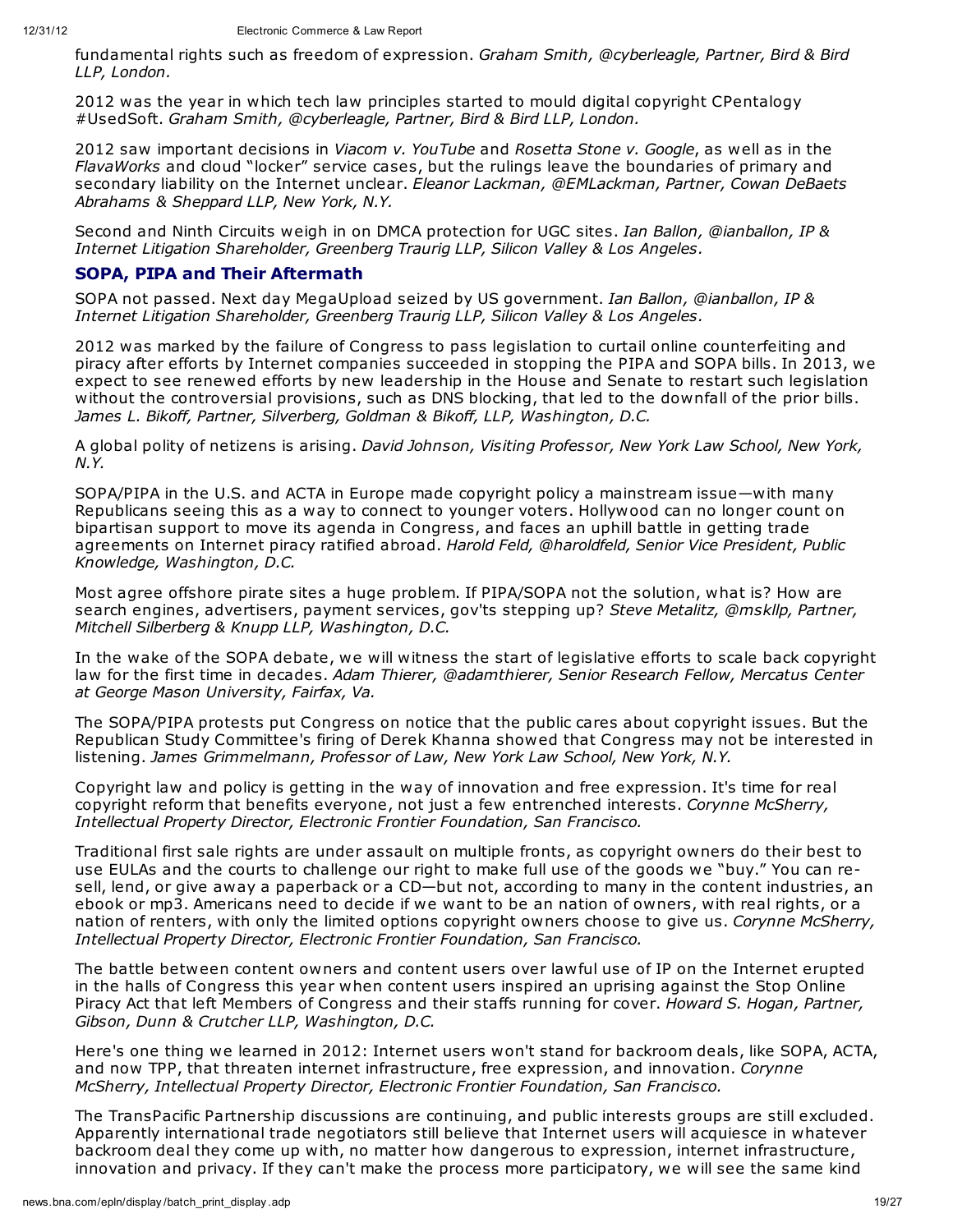fundamental rights such as freedom of expression. *Graham Smith, @cyberleagle, Partner, Bird & Bird LLP, London.*

2012 was the year in which tech law principles started to mould digital copyright CPentalogy #UsedSoft. *Graham Smith, @cyberleagle, Partner, Bird & Bird LLP, London.*

2012 saw important decisions in *Viacom v. YouTube* and *Rosetta Stone v. Google*, as well as in the *FlavaWorks* and cloud "locker" service cases, but the rulings leave the boundaries of primary and secondary liability on the Internet unclear. *Eleanor Lackman, @EMLackman, Partner, Cowan DeBaets Abrahams & Sheppard LLP, New York, N.Y.*

Second and Ninth Circuits weigh in on DMCA protection for UGC sites. *Ian Ballon, @ianballon, IP & Internet Litigation Shareholder, Greenberg Traurig LLP, Silicon Valley & Los Angeles.*

## SOPA, PIPA and Their Aftermath

SOPA not passed. Next day MegaUpload seized by US government. *Ian Ballon, @ianballon, IP & Internet Litigation Shareholder, Greenberg Traurig LLP, Silicon Valley & Los Angeles.*

2012 was marked by the failure of Congress to pass legislation to curtail online counterfeiting and piracy after efforts by Internet companies succeeded in stopping the PIPA and SOPA bills. In 2013, we expect to see renewed efforts by new leadership in the House and Senate to restart such legislation without the controversial provisions, such as DNS blocking, that led to the downfall of the prior bills. *James L. Bikoff, Partner, Silverberg, Goldman & Bikoff, LLP, Washington, D.C.*

A global polity of netizens is arising. *David Johnson, Visiting Professor, New York Law School, New York, N.Y.*

SOPA/PIPA in the U.S. and ACTA in Europe made copyright policy a mainstream issue—with many Republicans seeing this as a way to connect to younger voters. Hollywood can no longer count on bipartisan support to move its agenda in Congress, and faces an uphill battle in getting trade agreements on Internet piracy ratified abroad. *Harold Feld, @haroldfeld, Senior Vice President, Public Knowledge, Washington, D.C.*

Most agree offshore pirate sites a huge problem. If PIPA/SOPA not the solution, what is? How are search engines, advertisers, payment services, gov'ts stepping up? *Steve Metalitz, @mskllp, Partner, Mitchell Silberberg & Knupp LLP, Washington, D.C.*

In the wake of the SOPA debate, we will witness the start of legislative efforts to scale back copyright law for the first time in decades. *Adam Thierer, @adamthierer, Senior Research Fellow, Mercatus Center at George Mason University, Fairfax, Va.*

The SOPA/PIPA protests put Congress on notice that the public cares about copyright issues. But the Republican Study Committee's firing of Derek Khanna showed that Congress may not be interested in listening. *James Grimmelmann, Professor of Law, New York Law School, New York, N.Y.*

Copyright law and policy is getting in the way of innovation and free expression. It's time for real copyright reform that benefits everyone, not just a few entrenched interests. *Corynne McSherry, Intellectual Property Director, Electronic Frontier Foundation, San Francisco.*

Traditional first sale rights are under assault on multiple fronts, as copyright owners do their best to use EULAs and the courts to challenge our right to make full use of the goods we "buy." You can re-sell, lend, or give away a paperback or a CD—but not, according to many in the content industries, an ebook or mp3. Americans need to decide if we want to be an nation of owners, with real rights, or a nation of renters, with only the limited options copyright owners choose to give us. *Corynne McSherry, Intellectual Property Director, Electronic Frontier Foundation, San Francisco.*

The battle between content owners and content users over lawful use of IP on the Internet erupted in the halls of Congress this year when content users inspired an uprising against the Stop Online Piracy Act that left Members of Congress and their staffs running for cover. *Howard S. Hogan, Partner, Gibson, Dunn & Crutcher LLP, Washington, D.C.*

Here's one thing we learned in 2012: Internet users won't stand for backroom deals, like SOPA, ACTA, and now TPP, that threaten internet infrastructure, free expression, and innovation. *Corynne McSherry, Intellectual Property Director, Electronic Frontier Foundation, San Francisco.*

The TransPacific Partnership discussions are continuing, and public interests groups are still excluded. Apparently international trade negotiators still believe that Internet users will acquiesce in whatever backroom deal they come up with, no matter how dangerous to expression, internet infrastructure, innovation and privacy. If they can't make the process more participatory, we will see the same kind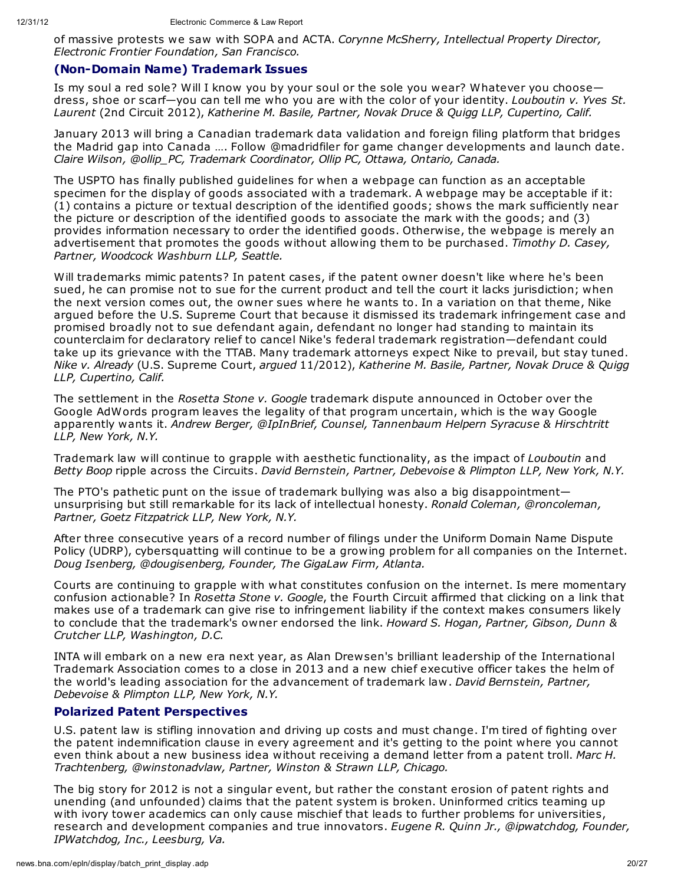of massive protests we saw with SOPA and ACTA. *Corynne McSherry, Intellectual Property Director, Electronic Frontier Foundation, San Francisco.*

## (Non-Domain Name) Trademark Issues

Is my soul a red sole? Will I know you by your soul or the sole you wear? Whatever you choose—dress, shoe or scarf—you can tell me who you are with the color of your identity. *Louboutin v. Yves St. Laurent* (2nd Circuit 2012), *Katherine M. Basile, Partner, Novak Druce & Quigg LLP, Cupertino, Calif.*

January 2013 will bring a Canadian trademark data validation and foreign filing platform that bridges the Madrid gap into Canada …. Follow @madridfiler for game changer developments and launch date. *Claire Wilson, @ollip_PC, Trademark Coordinator, Ollip PC, Ottawa, Ontario, Canada.*

The USPTO has finally published guidelines for when a webpage can function as an acceptable specimen for the display of goods associated with a trademark. A webpage may be acceptable if it: (1) contains a picture or textual description of the identified goods; shows the mark sufficiently near the picture or description of the identified goods to associate the mark with the goods; and (3) provides information necessary to order the identified goods. Otherwise, the webpage is merely an advertisement that promotes the goods without allowing them to be purchased. *Timothy D. Casey, Partner, Woodcock Washburn LLP, Seattle.*

Will trademarks mimic patents? In patent cases, if the patent owner doesn't like where he's been sued, he can promise not to sue for the current product and tell the court it lacks jurisdiction; when the next version comes out, the owner sues where he wants to. In a variation on that theme, Nike argued before the U.S. Supreme Court that because it dismissed its trademark infringement case and promised broadly not to sue defendant again, defendant no longer had standing to maintain its counterclaim for declaratory relief to cancel Nike's federal trademark registration—defendant could take up its grievance with the TTAB. Many trademark attorneys expect Nike to prevail, but stay tuned. *Nike v. Already* (U.S. Supreme Court, *argued* 11/2012), *Katherine M. Basile, Partner, Novak Druce & Quigg LLP, Cupertino, Calif.*

The settlement in the *Rosetta Stone v. Google* trademark dispute announced in October over the Google AdWords program leaves the legality of that program uncertain, which is the way Google apparently wants it. *Andrew Berger, @IpInBrief, Counsel, Tannenbaum Helpern Syracuse & Hirschtritt LLP, New York, N.Y.*

Trademark law will continue to grapple with aesthetic functionality, as the impact of *Louboutin* and *Betty Boop* ripple across the Circuits. *David Bernstein, Partner, Debevoise & Plimpton LLP, New York, N.Y.*

The PTO's pathetic punt on the issue of trademark bullying was also a big disappointment—unsurprising but still remarkable for its lack of intellectual honesty. *Ronald Coleman, @roncoleman, Partner, Goetz Fitzpatrick LLP, New York, N.Y.*

After three consecutive years of a record number of filings under the Uniform Domain Name Dispute Policy (UDRP), cybersquatting will continue to be a growing problem for all companies on the Internet. *Doug Isenberg, @dougisenberg, Founder, The GigaLaw Firm, Atlanta.*

Courts are continuing to grapple with what constitutes confusion on the internet. Is mere momentary confusion actionable? In *Rosetta Stone v. Google*, the Fourth Circuit affirmed that clicking on a link that makes use of a trademark can give rise to infringement liability if the context makes consumers likely to conclude that the trademark's owner endorsed the link. *Howard S. Hogan, Partner, Gibson, Dunn & Crutcher LLP, Washington, D.C.*

INTA will embark on a new era next year, as Alan Drewsen's brilliant leadership of the International Trademark Association comes to a close in 2013 and a new chief executive officer takes the helm of the world's leading association for the advancement of trademark law. *David Bernstein, Partner, Debevoise & Plimpton LLP, New York, N.Y.*

## Polarized Patent Perspectives

U.S. patent law is stifling innovation and driving up costs and must change. I'm tired of fighting over the patent indemnification clause in every agreement and it's getting to the point where you cannot even think about a new business idea without receiving a demand letter from a patent troll. *Marc H. Trachtenberg, @winstonadvlaw, Partner, Winston & Strawn LLP, Chicago.*

The big story for 2012 is not a singular event, but rather the constant erosion of patent rights and unending (and unfounded) claims that the patent system is broken. Uninformed critics teaming up with ivory tower academics can only cause mischief that leads to further problems for universities, research and development companies and true innovators. *Eugene R. Quinn Jr., @ipwatchdog, Founder, IPWatchdog, Inc., Leesburg, Va.*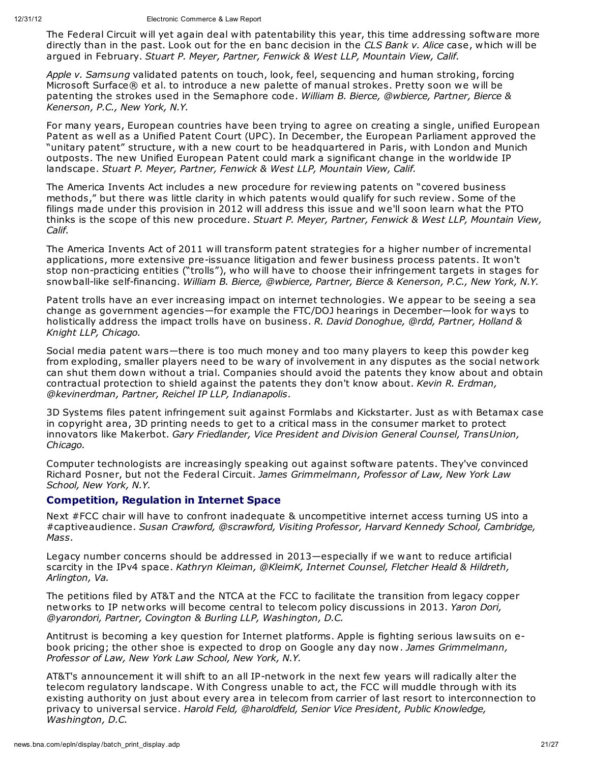The Federal Circuit will yet again deal with patentability this year, this time addressing software more directly than in the past. Look out for the en banc decision in the *CLS Bank v. Alice* case, which will be argued in February. *Stuart P. Meyer, Partner, Fenwick & West LLP, Mountain View, Calif.*

*Apple v. Samsung* validated patents on touch, look, feel, sequencing and human stroking, forcing Microsoft Surface® et al. to introduce a new palette of manual strokes. Pretty soon we will be patenting the strokes used in the Semaphore code. *William B. Bierce, @wbierce, Partner, Bierce & Kenerson, P.C., New York, N.Y.*

For many years, European countries have been trying to agree on creating a single, unified European Patent as well as a Unified Patent Court (UPC). In December, the European Parliament approved the "unitary patent" structure, with a new court to be headquartered in Paris, with London and Munich outposts. The new Unified European Patent could mark a significant change in the worldwide IP landscape. *Stuart P. Meyer, Partner, Fenwick & West LLP, Mountain View, Calif.*

The America Invents Act includes a new procedure for reviewing patents on "covered business methods," but there was little clarity in which patents would qualify for such review. Some of the filings made under this provision in 2012 will address this issue and we'll soon learn what the PTO thinks is the scope of this new procedure. *Stuart P. Meyer, Partner, Fenwick & West LLP, Mountain View, Calif.*

The America Invents Act of 2011 will transform patent strategies for a higher number of incremental applications, more extensive pre-issuance litigation and fewer business process patents. It won't stop non-practicing entities ("trolls"), who will have to choose their infringement targets in stages for snowball-like self-financing. *William B. Bierce, @wbierce, Partner, Bierce & Kenerson, P.C., New York, N.Y.*

Patent trolls have an ever increasing impact on internet technologies. We appear to be seeing a sea change as government agencies—for example the FTC/DOJ hearings in December—look for ways to holistically address the impact trolls have on business. *R. David Donoghue, @rdd, Partner, Holland & Knight LLP, Chicago.*

Social media patent wars—there is too much money and too many players to keep this powder keg from exploding, smaller players need to be wary of involvement in any disputes as the social network can shut them down without a trial. Companies should avoid the patents they know about and obtain contractual protection to shield against the patents they don't know about. *Kevin R. Erdman, @kevinerdman, Partner, Reichel IP LLP, Indianapolis.*

3D Systems files patent infringement suit against Formlabs and Kickstarter. Just as with Betamax case in copyright area, 3D printing needs to get to a critical mass in the consumer market to protect innovators like Makerbot. *Gary Friedlander, Vice President and Division General Counsel, TransUnion, Chicago.*

Computer technologists are increasingly speaking out against software patents. They've convinced Richard Posner, but not the Federal Circuit. *James Grimmelmann, Professor of Law, New York Law School, New York, N.Y.*

## Competition, Regulation in Internet Space

Next #FCC chair will have to confront inadequate & uncompetitive internet access turning US into a #captiveaudience. *Susan Crawford, @scrawford, Visiting Professor, Harvard Kennedy School, Cambridge, Mass.*

Legacy number concerns should be addressed in 2013—especially if we want to reduce artificial scarcity in the IPv4 space. *Kathryn Kleiman, @KleimK, Internet Counsel, Fletcher Heald & Hildreth, Arlington, Va.*

The petitions filed by AT&T and the NTCA at the FCC to facilitate the transition from legacy copper networks to IP networks will become central to telecom policy discussions in 2013. *Yaron Dori, @yarondori, Partner, Covington & Burling LLP, Washington, D.C.*

Antitrust is becoming a key question for Internet platforms. Apple is fighting serious lawsuits on e-book pricing; the other shoe is expected to drop on Google any day now. *James Grimmelmann, Professor of Law, New York Law School, New York, N.Y.*

AT&T's announcement it will shift to an all IP-network in the next few years will radically alter the telecom regulatory landscape. With Congress unable to act, the FCC will muddle through with its existing authority on just about every area in telecom from carrier of last resort to interconnection to privacy to universal service. *Harold Feld, @haroldfeld, Senior Vice President, Public Knowledge, Washington, D.C.*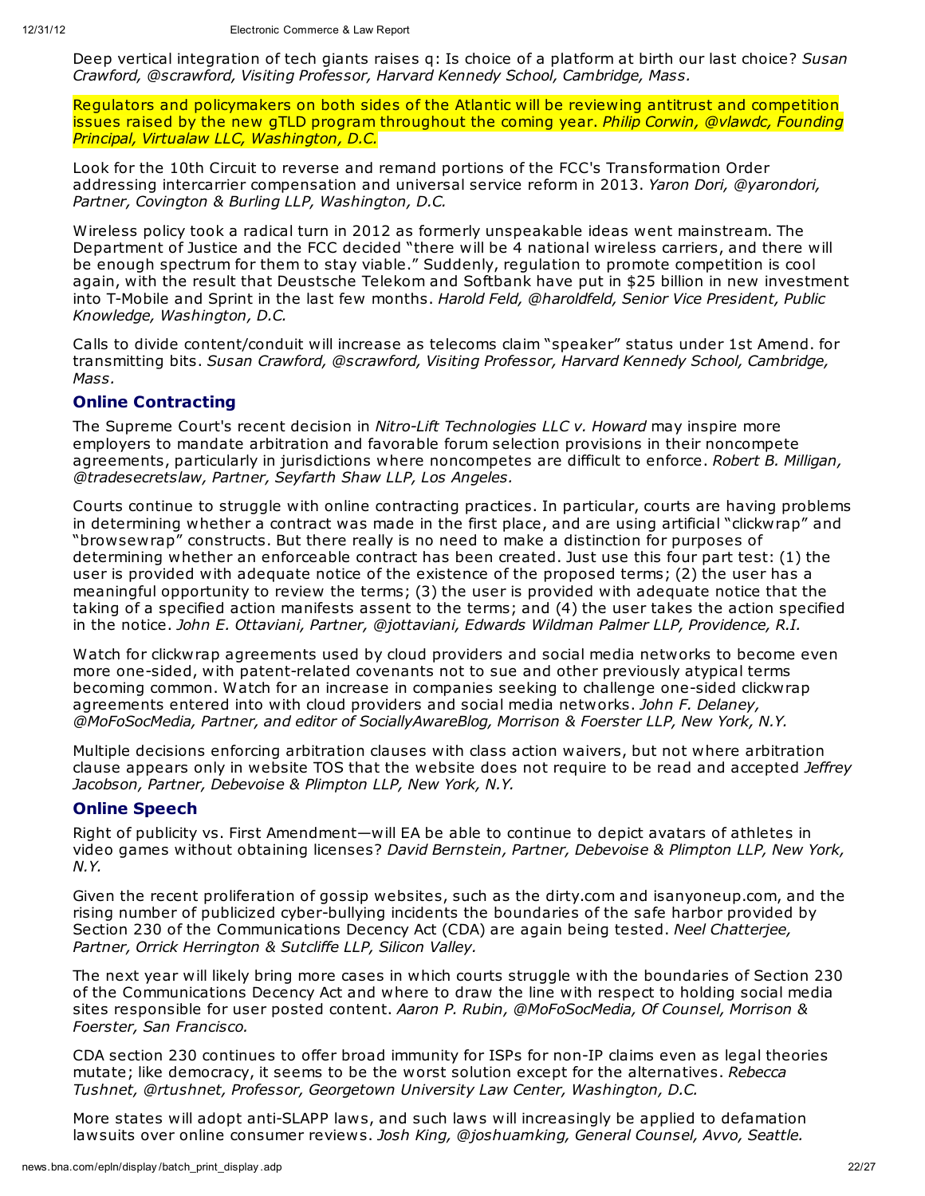Deep vertical integration of tech giants raises q: Is choice of a platform at birth our last choice? *Susan Crawford, @scrawford, Visiting Professor, Harvard Kennedy School, Cambridge, Mass.*

Regulators and policymakers on both sides of the Atlantic will be reviewing antitrust and competition issues raised by the new gTLD program throughout the coming year. *Philip Corwin, @vlawdc, Founding Principal, Virtualaw LLC, Washington, D.C.*

Look for the 10th Circuit to reverse and remand portions of the FCC's Transformation Order addressing intercarrier compensation and universal service reform in 2013. *Yaron Dori, @yarondori, Partner, Covington & Burling LLP, Washington, D.C.*

Wireless policy took a radical turn in 2012 as formerly unspeakable ideas went mainstream. The Department of Justice and the FCC decided "there will be 4 national wireless carriers, and there will be enough spectrum for them to stay viable." Suddenly, regulation to promote competition is cool again, with the result that Deustsche Telekom and Softbank have put in $25 billion in new investment into T-Mobile and Sprint in the last few months. *Harold Feld, @haroldfeld, Senior Vice President, Public Knowledge, Washington, D.C.*

Calls to divide content/conduit will increase as telecoms claim "speaker" status under 1st Amend. for transmitting bits. *Susan Crawford, @scrawford, Visiting Professor, Harvard Kennedy School, Cambridge, Mass.*

## Online Contracting

The Supreme Court's recent decision in *Nitro-Lift Technologies LLC v. Howard* may inspire more employers to mandate arbitration and favorable forum selection provisions in their noncompete agreements, particularly in jurisdictions where noncompetes are difficult to enforce. *Robert B. Milligan, @tradesecretslaw, Partner, Seyfarth Shaw LLP, Los Angeles.*

Courts continue to struggle with online contracting practices. In particular, courts are having problems in determining whether a contract was made in the first place, and are using artificial "clickwrap" and "browsewrap" constructs. But there really is no need to make a distinction for purposes of determining whether an enforceable contract has been created. Just use this four part test: (1) the user is provided with adequate notice of the existence of the proposed terms; (2) the user has a meaningful opportunity to review the terms; (3) the user is provided with adequate notice that the taking of a specified action manifests assent to the terms; and (4) the user takes the action specified in the notice. *John E. Ottaviani, Partner, @jottaviani, Edwards Wildman Palmer LLP, Providence, R.I.*

Watch for clickwrap agreements used by cloud providers and social media networks to become even more one-sided, with patent-related covenants not to sue and other previously atypical terms becoming common. Watch for an increase in companies seeking to challenge one-sided clickwrap agreements entered into with cloud providers and social media networks. *John F. Delaney, @MoFoSocMedia, Partner, and editor of SociallyAwareBlog, Morrison & Foerster LLP, New York, N.Y.*

Multiple decisions enforcing arbitration clauses with class action waivers, but not where arbitration clause appears only in website TOS that the website does not require to be read and accepted *Jeffrey Jacobson, Partner, Debevoise & Plimpton LLP, New York, N.Y.*

## Online Speech

Right of publicity vs. First Amendment—will EA be able to continue to depict avatars of athletes in video games without obtaining licenses? *David Bernstein, Partner, Debevoise & Plimpton LLP, New York, N.Y.*

Given the recent proliferation of gossip websites, such as the dirty.com and isanyoneup.com, and the rising number of publicized cyber-bullying incidents the boundaries of the safe harbor provided by Section 230 of the Communications Decency Act (CDA) are again being tested. *Neel Chatterjee, Partner, Orrick Herrington & Sutcliffe LLP, Silicon Valley.*

The next year will likely bring more cases in which courts struggle with the boundaries of Section 230 of the Communications Decency Act and where to draw the line with respect to holding social media sites responsible for user posted content. *Aaron P. Rubin, @MoFoSocMedia, Of Counsel, Morrison & Foerster, San Francisco.*

CDA section 230 continues to offer broad immunity for ISPs for non-IP claims even as legal theories mutate; like democracy, it seems to be the worst solution except for the alternatives. *Rebecca Tushnet, @rtushnet, Professor, Georgetown University Law Center, Washington, D.C.*

More states will adopt anti-SLAPP laws, and such laws will increasingly be applied to defamation lawsuits over online consumer reviews. *Josh King, @joshuamking, General Counsel, Avvo, Seattle.*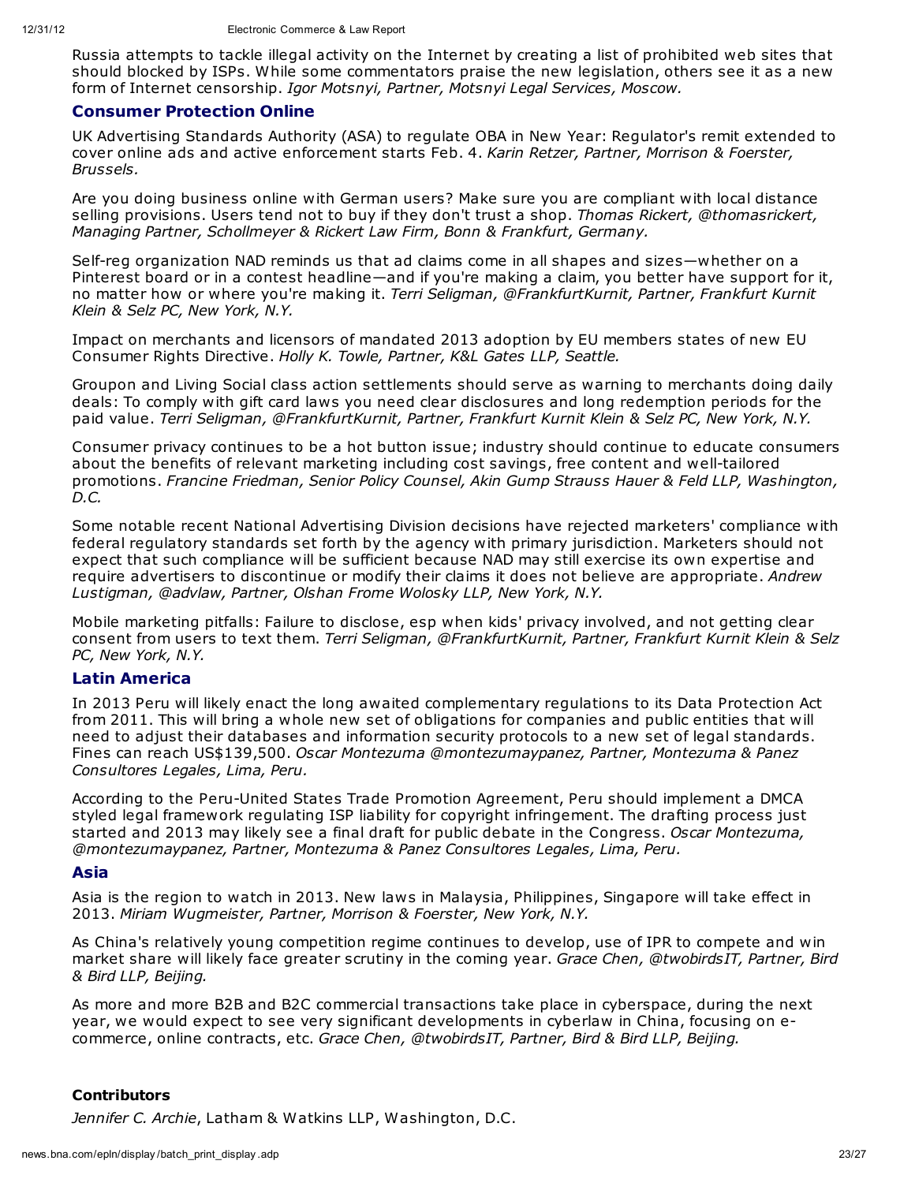Russia attempts to tackle illegal activity on the Internet by creating a list of prohibited web sites that should be blocked by ISPs. While some commentators praise the new legislation, others see it as a new form of Internet censorship. *Igor Motsnyi, Partner, Motsnyi Legal Services, Moscow.*

## Consumer Protection Online

UK Advertising Standards Authority (ASA) to regulate OBA in New Year: Regulator's remit extended to cover online ads and active enforcement starts Feb. 4. *Karin Retzer, Partner, Morrison & Foerster, Brussels.*

Are you doing business online with German users? Make sure you are compliant with local distance selling provisions. Users tend not to buy if they don't trust a shop. *Thomas Rickert, @thomasrickert, Managing Partner, Schollmeyer & Rickert Law Firm, Bonn & Frankfurt, Germany.*

Self-reg organization NAD reminds us that ad claims come in all shapes and sizes—whether on a Pinterest board or in a contest headline—and if you're making a claim, you better have support for it, no matter how or where you're making it. *Terri Seligman, @FrankfurtKurnit, Partner, Frankfurt Kurnit Klein & Selz PC, New York, N.Y.*

Impact on merchants and licensors of mandated 2013 adoption by EU members states of new EU Consumer Rights Directive. *Holly K. Towle, Partner, K&L Gates LLP, Seattle.*

Groupon and Living Social class action settlements should serve as warning to merchants doing daily deals: To comply with gift card laws you need clear disclosures and long redemption periods for the paid value. *Terri Seligman, @FrankfurtKurnit, Partner, Frankfurt Kurnit Klein & Selz PC, New York, N.Y.*

Consumer privacy continues to be a hot button issue; industry should continue to educate consumers about the benefits of relevant marketing including cost savings, free content and well-tailored promotions. *Francine Friedman, Senior Policy Counsel, Akin Gump Strauss Hauer & Feld LLP, Washington, D.C.*

Some notable recent National Advertising Division decisions have rejected marketers' compliance with federal regulatory standards set forth by the agency with primary jurisdiction. Marketers should not expect that such compliance will be sufficient because NAD may still exercise its own expertise and require advertisers to discontinue or modify their claims it does not believe are appropriate. *Andrew Lustigman, @advlaw, Partner, Olshan Frome Wolosky LLP, New York, N.Y.*

Mobile marketing pitfalls: Failure to disclose, esp when kids' privacy involved, and not getting clear consent from users to text them. *Terri Seligman, @FrankfurtKurnit, Partner, Frankfurt Kurnit Klein & Selz PC, New York, N.Y.*

## Latin America

In 2013 Peru will likely enact the long awaited complementary regulations to its Data Protection Act from 2011. This will bring a whole new set of obligations for companies and public entities that will need to adjust their databases and information security protocols to a new set of legal standards. Fines can reach US$139,500. *Oscar Montezuma @montezumaypanez, Partner, Montezuma & Panez Consultores Legales, Lima, Peru.*

According to the Peru-United States Trade Promotion Agreement, Peru should implement a DMCA styled legal framework regulating ISP liability for copyright infringement. The drafting process just started and 2013 may likely see a final draft for public debate in the Congress. *Oscar Montezuma, @montezumaypanez, Partner, Montezuma & Panez Consultores Legales, Lima, Peru.*

## Asia

Asia is the region to watch in 2013. New laws in Malaysia, Philippines, Singapore will take effect in 2013. *Miriam Wugmeister, Partner, Morrison & Foerster, New York, N.Y.*

As China's relatively young competition regime continues to develop, use of IPR to compete and win market share will likely face greater scrutiny in the coming year. *Grace Chen, @twobirdsIT, Partner, Bird & Bird LLP, Beijing.*

As more and more B2B and B2C commercial transactions take place in cyberspace, during the next year, we would expect to see very significant developments in cyberlaw in China, focusing on e-commerce, online contracts, etc. *Grace Chen, @twobirdsIT, Partner, Bird & Bird LLP, Beijing.*

### Contributors

*Jennifer C. Archie*, Latham & Watkins LLP, Washington, D.C.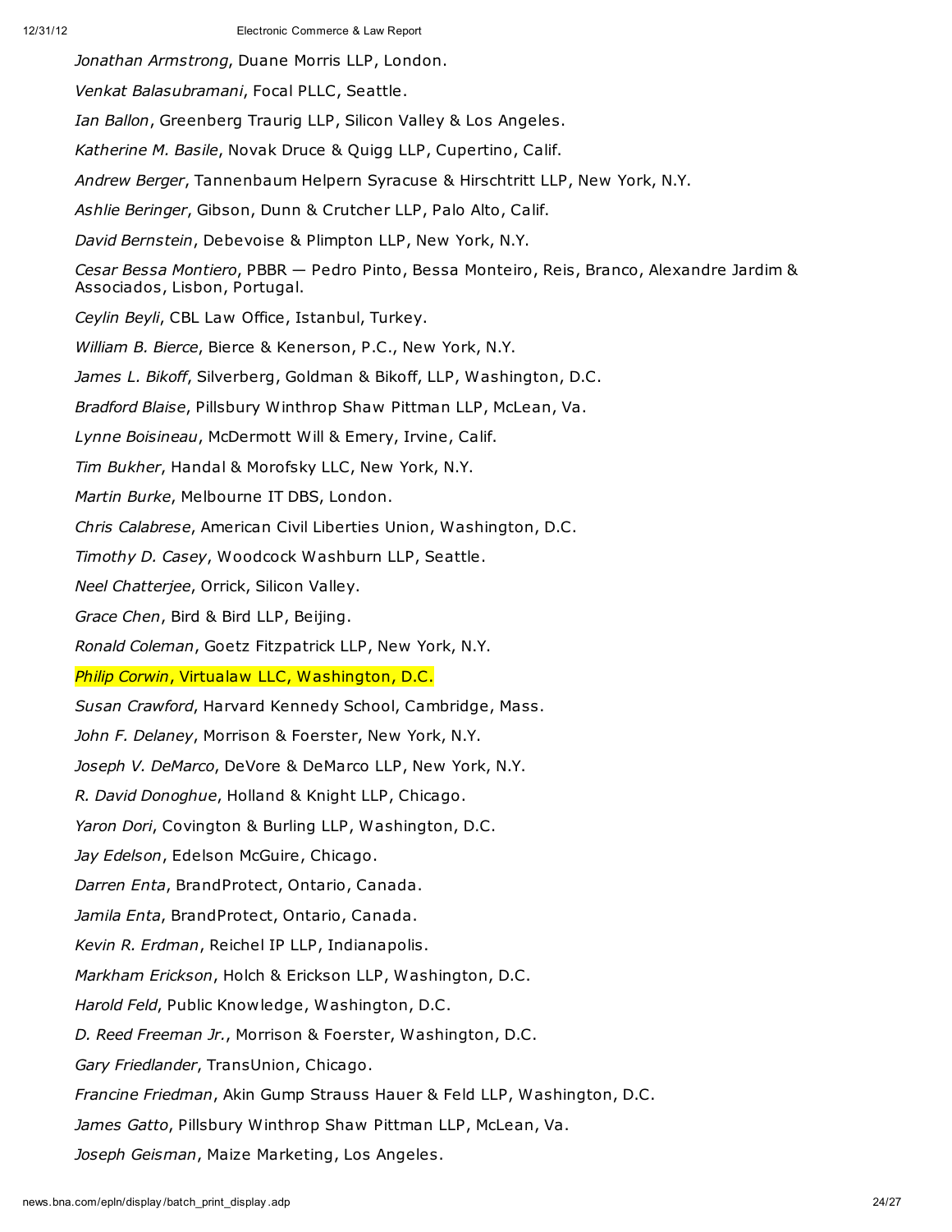*Jonathan Armstrong*, Duane Morris LLP, London.

*Venkat Balasubramani*, Focal PLLC, Seattle.

*Ian Ballon*, Greenberg Traurig LLP, Silicon Valley & Los Angeles.

*Katherine M. Basile*, Novak Druce & Quigg LLP, Cupertino, Calif.

*Andrew Berger*, Tannenbaum Helpern Syracuse & Hirschtritt LLP, New York, N.Y.

*Ashlie Beringer*, Gibson, Dunn & Crutcher LLP, Palo Alto, Calif.

*David Bernstein*, Debevoise & Plimpton LLP, New York, N.Y.

*Cesar Bessa Montiero*, PBBR — Pedro Pinto, Bessa Monteiro, Reis, Branco, Alexandre Jardim & Associados, Lisbon, Portugal.

*Ceylin Beyli*, CBL Law Office, Istanbul, Turkey.

*William B. Bierce*, Bierce & Kenerson, P.C., New York, N.Y.

*James L. Bikoff*, Silverberg, Goldman & Bikoff, LLP, Washington, D.C.

*Bradford Blaise*, Pillsbury Winthrop Shaw Pittman LLP, McLean, Va.

*Lynne Boisineau*, McDermott Will & Emery, Irvine, Calif.

*Tim Bukher*, Handal & Morofsky LLC, New York, N.Y.

*Martin Burke*, Melbourne IT DBS, London.

*Chris Calabrese*, American Civil Liberties Union, Washington, D.C.

*Timothy D. Casey*, Woodcock Washburn LLP, Seattle.

*Neel Chatterjee*, Orrick, Silicon Valley.

*Grace Chen*, Bird & Bird LLP, Beijing.

*Ronald Coleman*, Goetz Fitzpatrick LLP, New York, N.Y.

*Philip Corwin*, Virtualaw LLC, Washington, D.C.

*Susan Crawford*, Harvard Kennedy School, Cambridge, Mass.

*John F. Delaney*, Morrison & Foerster, New York, N.Y.

*Joseph V. DeMarco*, DeVore & DeMarco LLP, New York, N.Y.

*R. David Donoghue*, Holland & Knight LLP, Chicago.

*Yaron Dori*, Covington & Burling LLP, Washington, D.C.

*Jay Edelson*, Edelson McGuire, Chicago.

*Darren Enta*, BrandProtect, Ontario, Canada.

*Jamila Enta*, BrandProtect, Ontario, Canada.

*Kevin R. Erdman*, Reichel IP LLP, Indianapolis.

*Markham Erickson*, Holch & Erickson LLP, Washington, D.C.

*Harold Feld*, Public Knowledge, Washington, D.C.

*D. Reed Freeman Jr.*, Morrison & Foerster, Washington, D.C.

*Gary Friedlander*, TransUnion, Chicago.

*Francine Friedman*, Akin Gump Strauss Hauer & Feld LLP, Washington, D.C.

*James Gatto*, Pillsbury Winthrop Shaw Pittman LLP, McLean, Va.

*Joseph Geisman*, Maize Marketing, Los Angeles.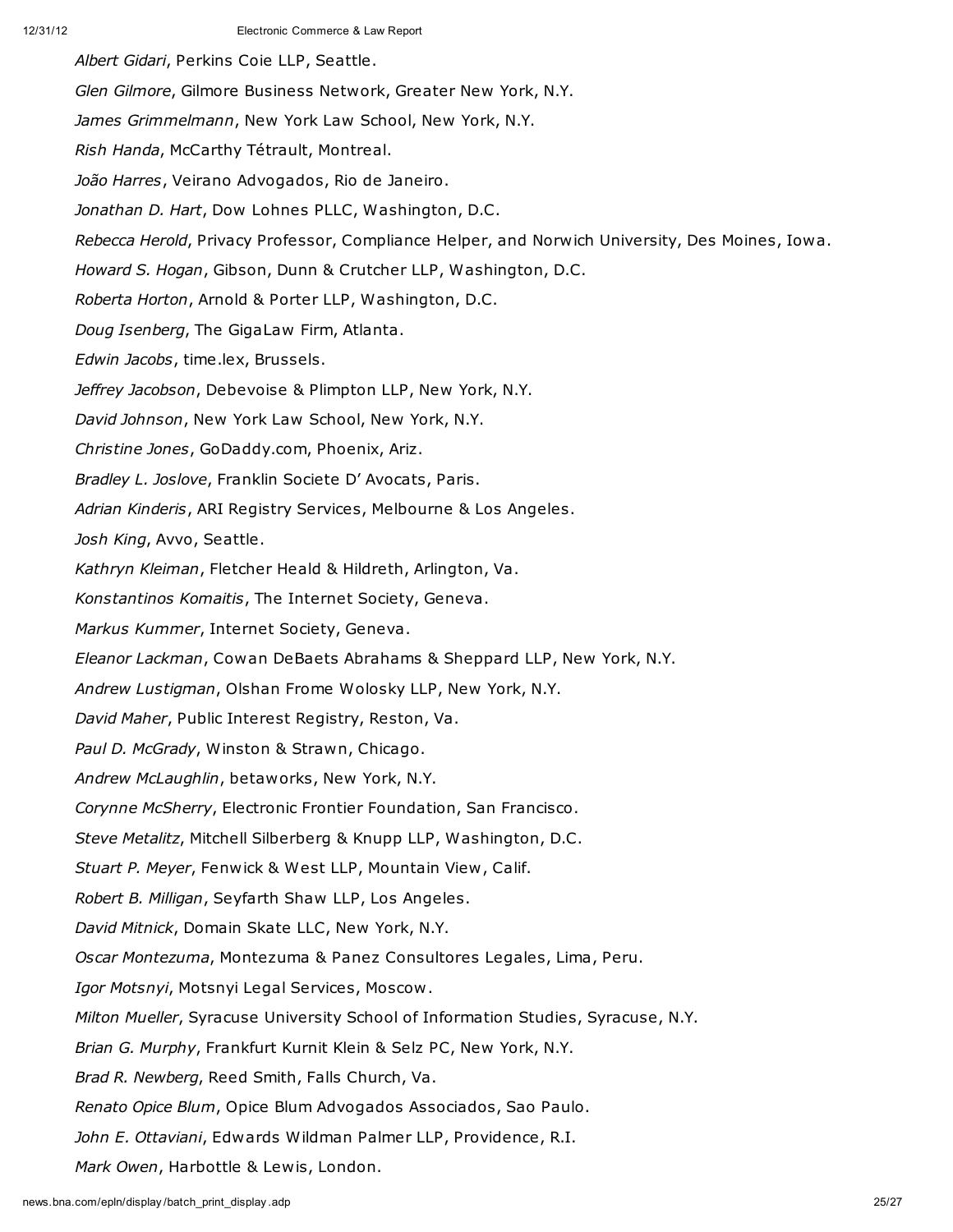*Albert Gidari*, Perkins Coie LLP, Seattle.

*Glen Gilmore*, Gilmore Business Network, Greater New York, N.Y.

*James Grimmelmann*, New York Law School, New York, N.Y.

*Rish Handa*, McCarthy Tétrault, Montreal.

*João Harres*, Veirano Advogados, Rio de Janeiro.

*Jonathan D. Hart*, Dow Lohnes PLLC, Washington, D.C.

*Rebecca Herold*, Privacy Professor, Compliance Helper, and Norwich University, Des Moines, Iowa.

*Howard S. Hogan*, Gibson, Dunn & Crutcher LLP, Washington, D.C.

*Roberta Horton*, Arnold & Porter LLP, Washington, D.C.

*Doug Isenberg*, The GigaLaw Firm, Atlanta.

*Edwin Jacobs*, time.lex, Brussels.

*Jeffrey Jacobson*, Debevoise & Plimpton LLP, New York, N.Y.

*David Johnson*, New York Law School, New York, N.Y.

*Christine Jones*, GoDaddy.com, Phoenix, Ariz.

*Bradley L. Joslove*, Franklin Societe D' Avocats, Paris.

*Adrian Kinderis*, ARI Registry Services, Melbourne & Los Angeles.

*Josh King*, Avvo, Seattle.

*Kathryn Kleiman*, Fletcher Heald & Hildreth, Arlington, Va.

*Konstantinos Komaitis*, The Internet Society, Geneva.

*Markus Kummer*, Internet Society, Geneva.

*Eleanor Lackman*, Cowan DeBaets Abrahams & Sheppard LLP, New York, N.Y.

*Andrew Lustigman*, Olshan Frome Wolosky LLP, New York, N.Y.

*David Maher*, Public Interest Registry, Reston, Va.

*Paul D. McGrady*, Winston & Strawn, Chicago.

*Andrew McLaughlin*, betaworks, New York, N.Y.

*Corynne McSherry*, Electronic Frontier Foundation, San Francisco.

*Steve Metalitz*, Mitchell Silberberg & Knupp LLP, Washington, D.C.

*Stuart P. Meyer*, Fenwick & West LLP, Mountain View, Calif.

*Robert B. Milligan*, Seyfarth Shaw LLP, Los Angeles.

*David Mitnick*, Domain Skate LLC, New York, N.Y.

*Oscar Montezuma*, Montezuma & Panez Consultores Legales, Lima, Peru.

*Igor Motsnyi*, Motsnyi Legal Services, Moscow.

*Milton Mueller*, Syracuse University School of Information Studies, Syracuse, N.Y.

*Brian G. Murphy*, Frankfurt Kurnit Klein & Selz PC, New York, N.Y.

*Brad R. Newberg*, Reed Smith, Falls Church, Va.

*Renato Opice Blum*, Opice Blum Advogados Associados, Sao Paulo.

*John E. Ottaviani*, Edwards Wildman Palmer LLP, Providence, R.I.

*Mark Owen*, Harbottle & Lewis, London.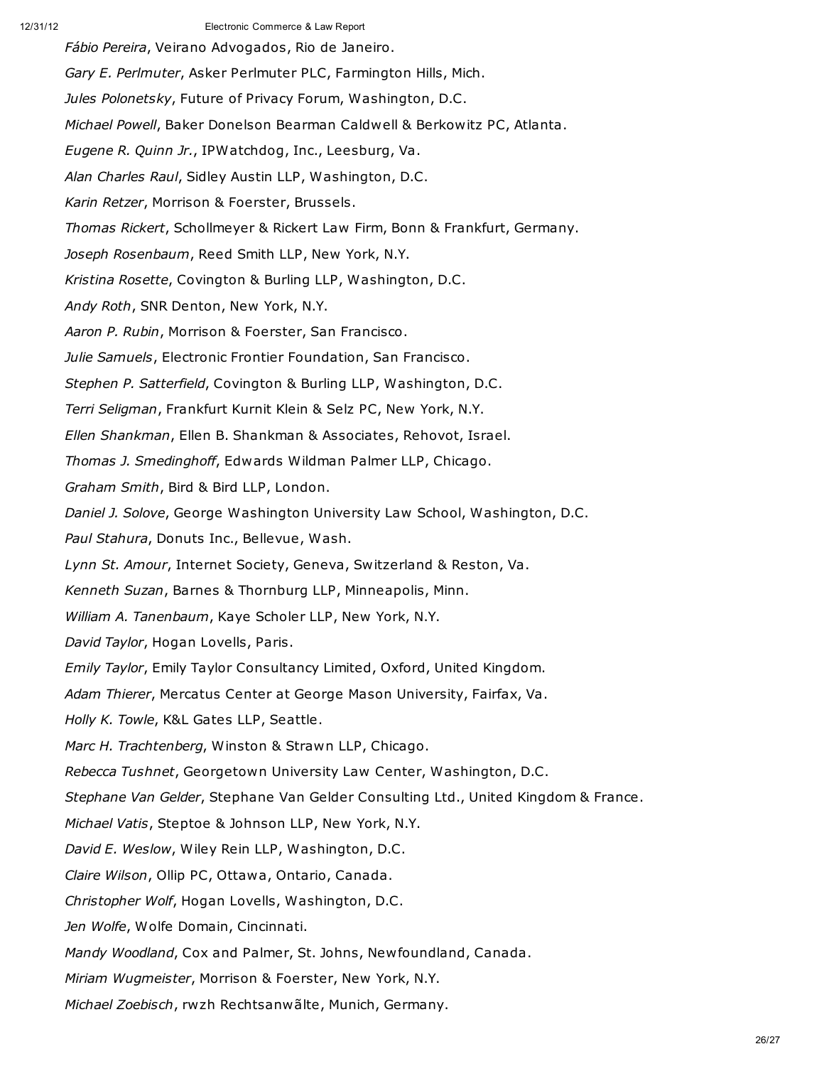*Fábio Pereira*, Veirano Advogados, Rio de Janeiro.

*Gary E. Perlmuter*, Asker Perlmuter PLC, Farmington Hills, Mich.

*Jules Polonetsky*, Future of Privacy Forum, Washington, D.C.

*Michael Powell*, Baker Donelson Bearman Caldwell & Berkowitz PC, Atlanta.

*Eugene R. Quinn Jr.*, IPWatchdog, Inc., Leesburg, Va.

*Alan Charles Raul*, Sidley Austin LLP, Washington, D.C.

*Karin Retzer*, Morrison & Foerster, Brussels.

*Thomas Rickert*, Schollmeyer & Rickert Law Firm, Bonn & Frankfurt, Germany.

*Joseph Rosenbaum*, Reed Smith LLP, New York, N.Y.

*Kristina Rosette*, Covington & Burling LLP, Washington, D.C.

*Andy Roth*, SNR Denton, New York, N.Y.

*Aaron P. Rubin*, Morrison & Foerster, San Francisco.

*Julie Samuels*, Electronic Frontier Foundation, San Francisco.

*Stephen P. Satterfield*, Covington & Burling LLP, Washington, D.C.

*Terri Seligman*, Frankfurt Kurnit Klein & Selz PC, New York, N.Y.

*Ellen Shankman*, Ellen B. Shankman & Associates, Rehovot, Israel.

*Thomas J. Smedinghoff*, Edwards Wildman Palmer LLP, Chicago.

*Graham Smith*, Bird & Bird LLP, London.

*Daniel J. Solove*, George Washington University Law School, Washington, D.C.

*Paul Stahura*, Donuts Inc., Bellevue, Wash.

*Lynn St. Amour*, Internet Society, Geneva, Switzerland & Reston, Va.

*Kenneth Suzan*, Barnes & Thornburg LLP, Minneapolis, Minn.

*William A. Tanenbaum*, Kaye Scholer LLP, New York, N.Y.

*David Taylor*, Hogan Lovells, Paris.

*Emily Taylor*, Emily Taylor Consultancy Limited, Oxford, United Kingdom.

*Adam Thierer*, Mercatus Center at George Mason University, Fairfax, Va.

*Holly K. Towle*, K&L Gates LLP, Seattle.

*Marc H. Trachtenberg*, Winston & Strawn LLP, Chicago.

*Rebecca Tushnet*, Georgetown University Law Center, Washington, D.C.

*Stephane Van Gelder*, Stephane Van Gelder Consulting Ltd., United Kingdom & France.

*Michael Vatis*, Steptoe & Johnson LLP, New York, N.Y.

*David E. Weslow*, Wiley Rein LLP, Washington, D.C.

*Claire Wilson*, Ollip PC, Ottawa, Ontario, Canada.

*Christopher Wolf*, Hogan Lovells, Washington, D.C.

*Jen Wolfe*, Wolfe Domain, Cincinnati.

*Mandy Woodland*, Cox and Palmer, St. Johns, Newfoundland, Canada.

*Miriam Wugmeister*, Morrison & Foerster, New York, N.Y.

*Michael Zoebisch*, rwzh Rechtsanwãlte, Munich, Germany.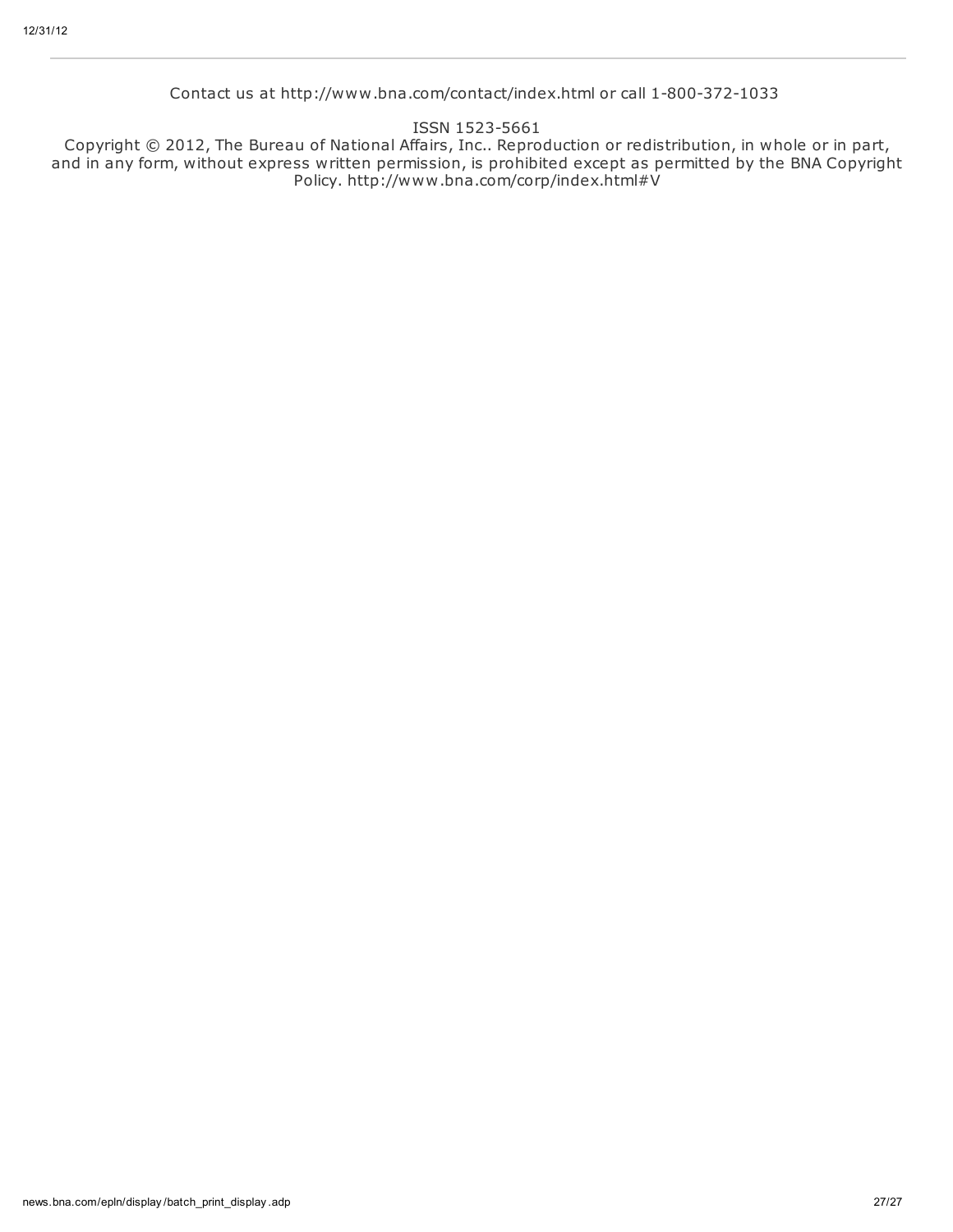Contact us at http://www.bna.com/contact/index.html or call 1-800-372-1033

ISSN 1523-5661

Copyright © 2012, The Bureau of National Affairs, Inc.. Reproduction or redistribution, in whole or in part, and in any form, without express written permission, is prohibited except as permitted by the BNA Copyright Policy. http://www.bna.com/corp/index.html#V